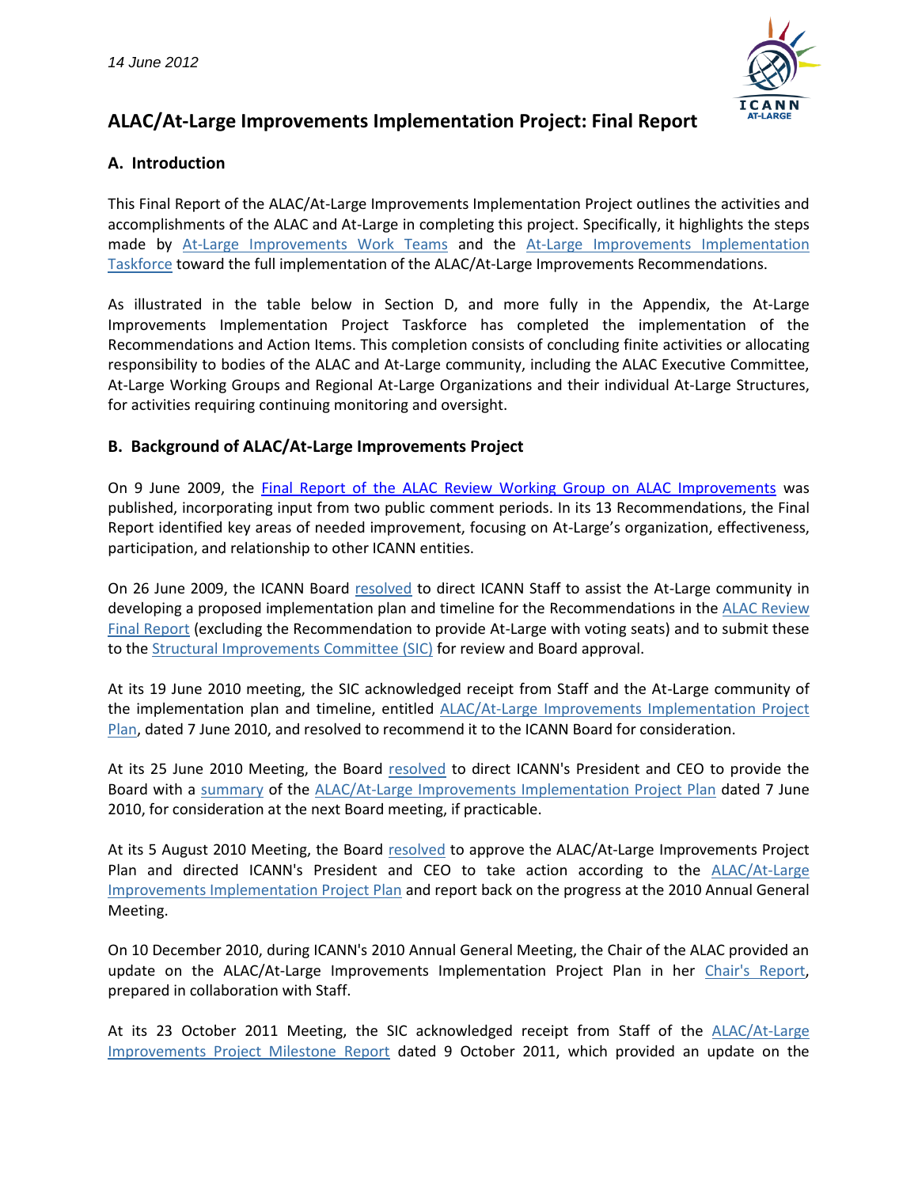*14 June 2012*

# ALAC/At-Large Improvements Implementation Project: Final Report

## A. Introduction

This Final Report of the ALAC/At-Large Improvements Implementation Project outlines the activities and accomplishments of the ALAC and At-Large in completing this project. Specifically, it highlights the steps made by At-Large Improvements Work Teams and the At-Large Improvements Implementation Taskforce toward the full implementation of the ALAC/At-Large Improvements Recommendations.

As illustrated in the table below in Section D, and more fully in the Appendix, the At-Large Improvements Implementation Project Taskforce has completed the implementation of the Recommendations and Action Items. This completion consists of concluding finite activities or allocating responsibility to bodies of the ALAC and At-Large community, including the ALAC Executive Committee, At-Large Working Groups and Regional At-Large Organizations and their individual At-Large Structures, for activities requiring continuing monitoring and oversight.

## B. Background of ALAC/At-Large Improvements Project

On 9 June 2009, the Final Report of the ALAC Review Working Group on ALAC Improvements was published, incorporating input from two public comment periods. In its 13 Recommendations, the Final Report identified key areas of needed improvement, focusing on At-Large's organization, effectiveness, participation, and relationship to other ICANN entities.

On 26 June 2009, the ICANN Board resolved to direct ICANN Staff to assist the At-Large community in developing a proposed implementation plan and timeline for the Recommendations in the ALAC Review Final Report (excluding the Recommendation to provide At-Large with voting seats) and to submit these to the Structural Improvements Committee (SIC) for review and Board approval.

At its 19 June 2010 meeting, the SIC acknowledged receipt from Staff and the At-Large community of the implementation plan and timeline, entitled ALAC/At-Large Improvements Implementation Project Plan, dated 7 June 2010, and resolved to recommend it to the ICANN Board for consideration.

At its 25 June 2010 Meeting, the Board resolved to direct ICANN's President and CEO to provide the Board with a summary of the ALAC/At-Large Improvements Implementation Project Plan dated 7 June 2010, for consideration at the next Board meeting, if practicable.

At its 5 August 2010 Meeting, the Board resolved to approve the ALAC/At-Large Improvements Project Plan and directed ICANN's President and CEO to take action according to the ALAC/At-Large Improvements Implementation Project Plan and report back on the progress at the 2010 Annual General Meeting.

On 10 December 2010, during ICANN's 2010 Annual General Meeting, the Chair of the ALAC provided an update on the ALAC/At-Large Improvements Implementation Project Plan in her Chair's Report, prepared in collaboration with Staff.

At its 23 October 2011 Meeting, the SIC acknowledged receipt from Staff of the ALAC/At-Large Improvements Project Milestone Report dated 9 October 2011, which provided an update on the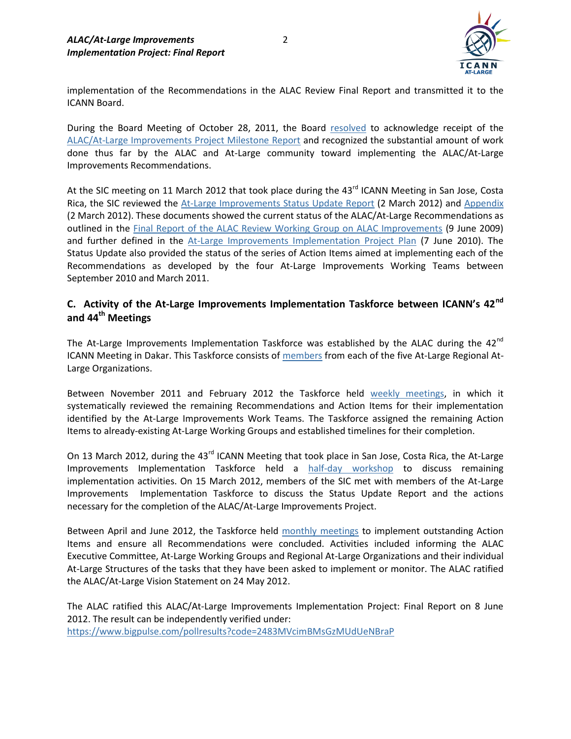implementation of the Recommendations in the ALAC Review Final Report and transmitted it to the ICANN Board.

During the Board Meeting of October 28, 2011, the Board resolved to acknowledge receipt of the ALAC/At-Large Improvements Project Milestone Report and recognized the substantial amount of work done thus far by the ALAC and At-Large community toward implementing the ALAC/At-Large Improvements Recommendations.

At the SIC meeting on 11 March 2012 that took place during the 43rd ICANN Meeting in San Jose, Costa Rica, the SIC reviewed the At-Large Improvements Status Update Report (2 March 2012) and Appendix (2 March 2012). These documents showed the current status of the ALAC/At-Large Recommendations as outlined in the Final Report of the ALAC Review Working Group on ALAC Improvements (9 June 2009) and further defined in the At-Large Improvements Implementation Project Plan (7 June 2010). The Status Update also provided the status of the series of Action Items aimed at implementing each of the Recommendations as developed by the four At-Large Improvements Working Teams between September 2010 and March 2011.

## C. Activity of the At-Large Improvements Implementation Taskforce between ICANN's 42nd and 44th Meetings

The At-Large Improvements Implementation Taskforce was established by the ALAC during the 42nd ICANN Meeting in Dakar. This Taskforce consists of members from each of the five At-Large Regional At-Large Organizations.

Between November 2011 and February 2012 the Taskforce held weekly meetings, in which it systematically reviewed the remaining Recommendations and Action Items for their implementation identified by the At-Large Improvements Work Teams. The Taskforce assigned the remaining Action Items to already-existing At-Large Working Groups and established timelines for their completion.

On 13 March 2012, during the 43rd ICANN Meeting that took place in San Jose, Costa Rica, the At-Large Improvements Implementation Taskforce held a half-day workshop to discuss remaining implementation activities. On 15 March 2012, members of the SIC met with members of the At-Large Improvements Implementation Taskforce to discuss the Status Update Report and the actions necessary for the completion of the ALAC/At-Large Improvements Project.

Between April and June 2012, the Taskforce held monthly meetings to implement outstanding Action Items and ensure all Recommendations were concluded. Activities included informing the ALAC Executive Committee, At-Large Working Groups and Regional At-Large Organizations and their individual At-Large Structures of the tasks that they have been asked to implement or monitor. The ALAC ratified the ALAC/At-Large Vision Statement on 24 May 2012.

The ALAC ratified this ALAC/At-Large Improvements Implementation Project: Final Report on 8 June 2012. The result can be independently verified under:
https://www.bigpulse.com/pollresults?code=2483MVcimBMsGzMUdUeNBraP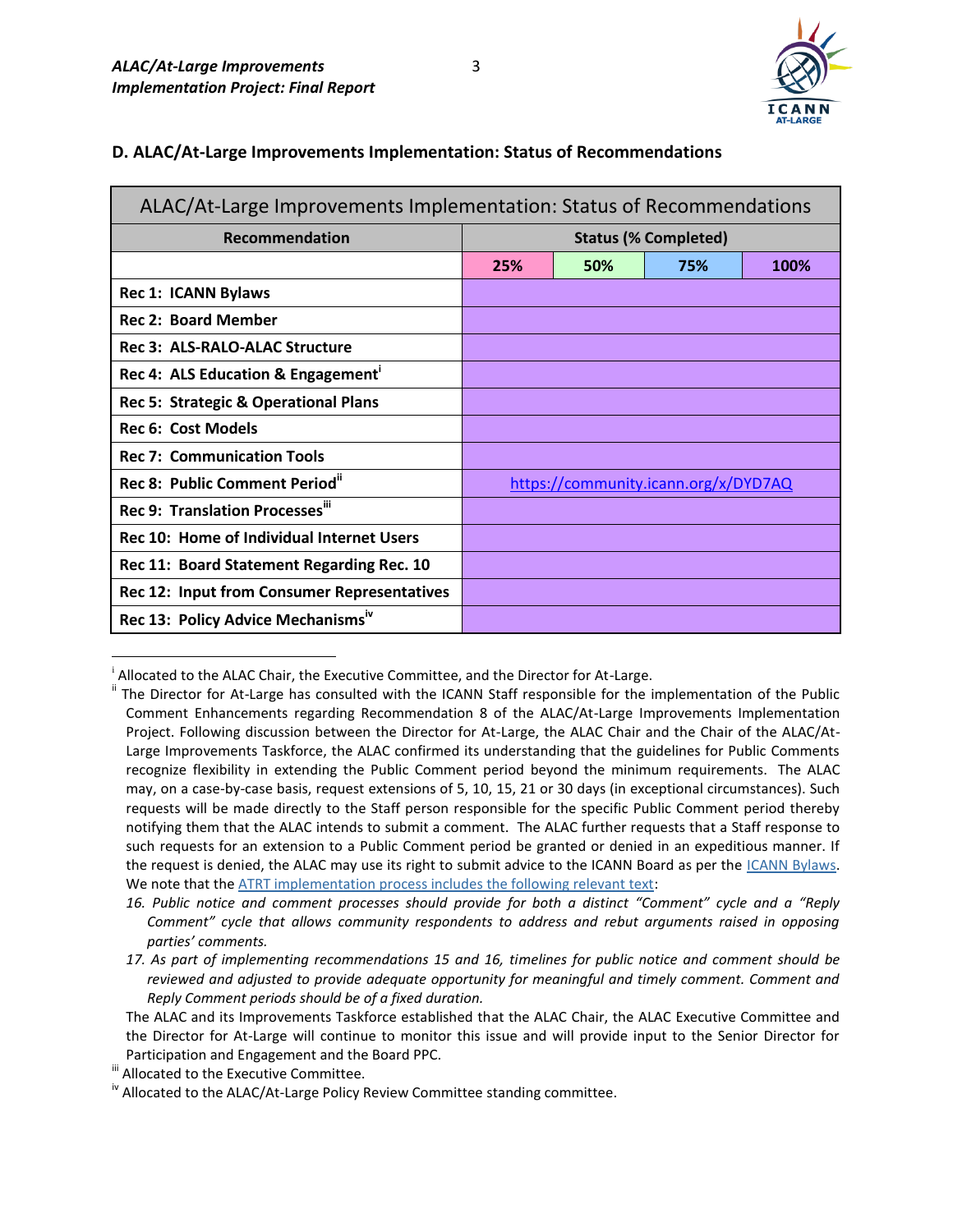## D. ALAC/At-Large Improvements Implementation: Status of Recommendations

| ALAC/At-Large Improvements Implementation: Status of Recommendations | | | | |
|---|---|---|---|---|
| **Recommendation** | **Status (% Completed)** | | | |
| | **25%** | **50%** | **75%** | **100%** |
| **Rec 1: ICANN Bylaws** | | | | |
| **Rec 2: Board Member** | | | | |
| **Rec 3: ALS-RALO-ALAC Structure** | | | | |
| **Rec 4: ALS Education & Engagement**[i] | | | | |
| **Rec 5: Strategic & Operational Plans** | | | | |
| **Rec 6: Cost Models** | | | | |
| **Rec 7: Communication Tools** | | | | |
| **Rec 8: Public Comment Period**[ii] | https://community.icann.org/x/DYD7AQ | | | |
| **Rec 9: Translation Processes**[iii] | | | | |
| **Rec 10: Home of Individual Internet Users** | | | | |
| **Rec 11: Board Statement Regarding Rec. 10** | | | | |
| **Rec 12: Input from Consumer Representatives** | | | | |
| **Rec 13: Policy Advice Mechanisms**[iv] | | | | |

---

[i] Allocated to the ALAC Chair, the Executive Committee, and the Director for At-Large.

[ii] The Director for At-Large has consulted with the ICANN Staff responsible for the implementation of the Public Comment Enhancements regarding Recommendation 8 of the ALAC/At-Large Improvements Implementation Project. Following discussion between the Director for At-Large, the ALAC Chair and the Chair of the ALAC/At-Large Improvements Taskforce, the ALAC confirmed its understanding that the guidelines for Public Comments recognize flexibility in extending the Public Comment period beyond the minimum requirements. The ALAC may, on a case-by-case basis, request extensions of 5, 10, 15, 21 or 30 days (in exceptional circumstances). Such requests will be made directly to the Staff person responsible for the specific Public Comment period thereby notifying them that the ALAC intends to submit a comment. The ALAC further requests that a Staff response to such requests for an extension to a Public Comment period be granted or denied in an expeditious manner. If the request is denied, the ALAC may use its right to submit advice to the ICANN Board as per the ICANN Bylaws. We note that the ATRT implementation process includes the following relevant text:

*16. Public notice and comment processes should provide for both a distinct "Comment" cycle and a "Reply Comment" cycle that allows community respondents to address and rebut arguments raised in opposing parties' comments.*

*17. As part of implementing recommendations 15 and 16, timelines for public notice and comment should be reviewed and adjusted to provide adequate opportunity for meaningful and timely comment. Comment and Reply Comment periods should be of a fixed duration.*

The ALAC and its Improvements Taskforce established that the ALAC Chair, the ALAC Executive Committee and the Director for At-Large will continue to monitor this issue and will provide input to the Senior Director for Participation and Engagement and the Board PPC.

[iii] Allocated to the Executive Committee.

[iv] Allocated to the ALAC/At-Large Policy Review Committee standing committee.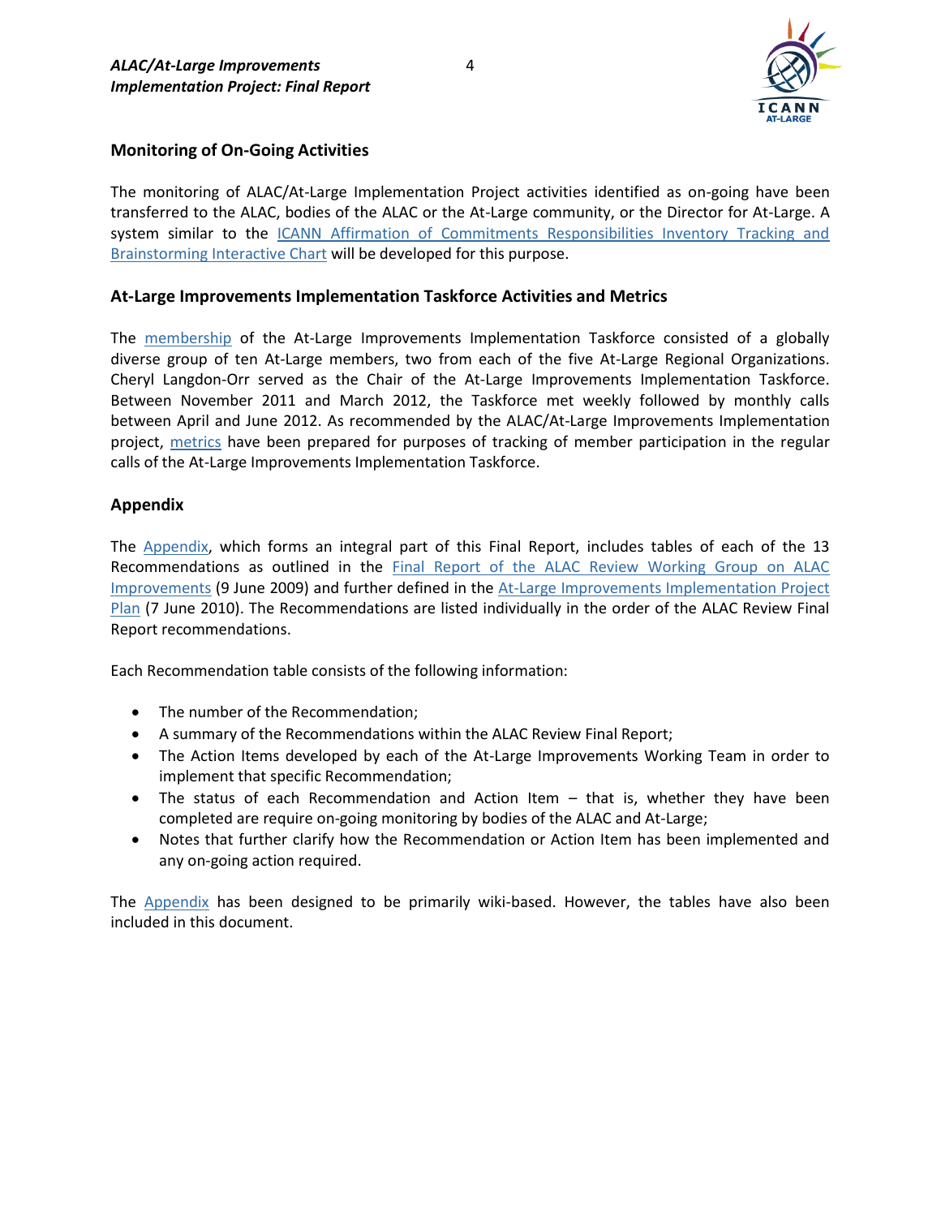## Monitoring of On-Going Activities

The monitoring of ALAC/At-Large Implementation Project activities identified as on-going have been transferred to the ALAC, bodies of the ALAC or the At-Large community, or the Director for At-Large. A system similar to the ICANN Affirmation of Commitments Responsibilities Inventory Tracking and Brainstorming Interactive Chart will be developed for this purpose.

## At-Large Improvements Implementation Taskforce Activities and Metrics

The membership of the At-Large Improvements Implementation Taskforce consisted of a globally diverse group of ten At-Large members, two from each of the five At-Large Regional Organizations. Cheryl Langdon-Orr served as the Chair of the At-Large Improvements Implementation Taskforce. Between November 2011 and March 2012, the Taskforce met weekly followed by monthly calls between April and June 2012. As recommended by the ALAC/At-Large Improvements Implementation project, metrics have been prepared for purposes of tracking of member participation in the regular calls of the At-Large Improvements Implementation Taskforce.

## Appendix

The Appendix, which forms an integral part of this Final Report, includes tables of each of the 13 Recommendations as outlined in the Final Report of the ALAC Review Working Group on ALAC Improvements (9 June 2009) and further defined in the At-Large Improvements Implementation Project Plan (7 June 2010). The Recommendations are listed individually in the order of the ALAC Review Final Report recommendations.

Each Recommendation table consists of the following information:

- The number of the Recommendation;
- A summary of the Recommendations within the ALAC Review Final Report;
- The Action Items developed by each of the At-Large Improvements Working Team in order to implement that specific Recommendation;
- The status of each Recommendation and Action Item – that is, whether they have been completed are require on-going monitoring by bodies of the ALAC and At-Large;
- Notes that further clarify how the Recommendation or Action Item has been implemented and any on-going action required.

The Appendix has been designed to be primarily wiki-based. However, the tables have also been included in this document.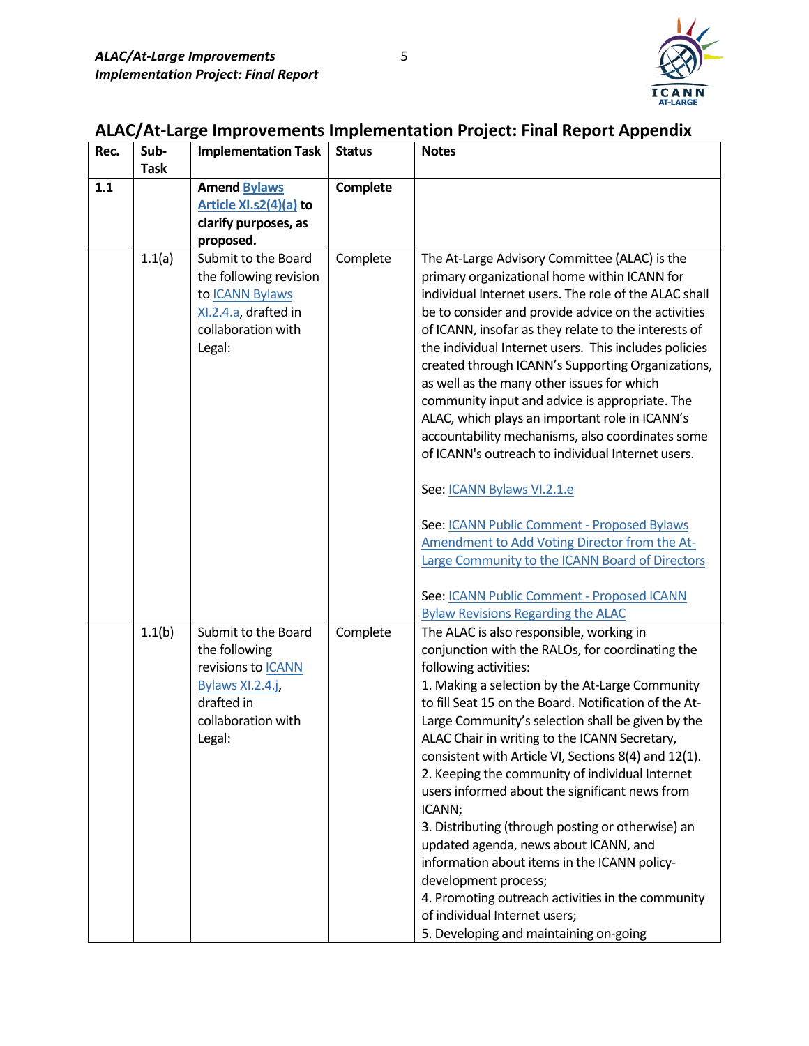## ALAC/At-Large Improvements Implementation Project: Final Report Appendix

| Rec. | Sub-Task | Implementation Task | Status | Notes |
|---|---|---|---|---|
| **1.1** | | **Amend Bylaws Article XI.s2(4)(a) to clarify purposes, as proposed.** | **Complete** | |
| | 1.1(a) | Submit to the Board the following revision to ICANN Bylaws XI.2.4.a, drafted in collaboration with Legal: | Complete | The At-Large Advisory Committee (ALAC) is the primary organizational home within ICANN for individual Internet users. The role of the ALAC shall be to consider and provide advice on the activities of ICANN, insofar as they relate to the interests of the individual Internet users. This includes policies created through ICANN's Supporting Organizations, as well as the many other issues for which community input and advice is appropriate. The ALAC, which plays an important role in ICANN's accountability mechanisms, also coordinates some of ICANN's outreach to individual Internet users.<br><br>See: ICANN Bylaws VI.2.1.e<br><br>See: ICANN Public Comment - Proposed Bylaws Amendment to Add Voting Director from the At-Large Community to the ICANN Board of Directors<br><br>See: ICANN Public Comment - Proposed ICANN Bylaw Revisions Regarding the ALAC |
| | 1.1(b) | Submit to the Board the following revisions to ICANN Bylaws XI.2.4.j, drafted in collaboration with Legal: | Complete | The ALAC is also responsible, working in conjunction with the RALOs, for coordinating the following activities:<br>1. Making a selection by the At-Large Community to fill Seat 15 on the Board. Notification of the At-Large Community's selection shall be given by the ALAC Chair in writing to the ICANN Secretary, consistent with Article VI, Sections 8(4) and 12(1).<br>2. Keeping the community of individual Internet users informed about the significant news from ICANN;<br>3. Distributing (through posting or otherwise) an updated agenda, news about ICANN, and information about items in the ICANN policy-development process;<br>4. Promoting outreach activities in the community of individual Internet users;<br>5. Developing and maintaining on-going |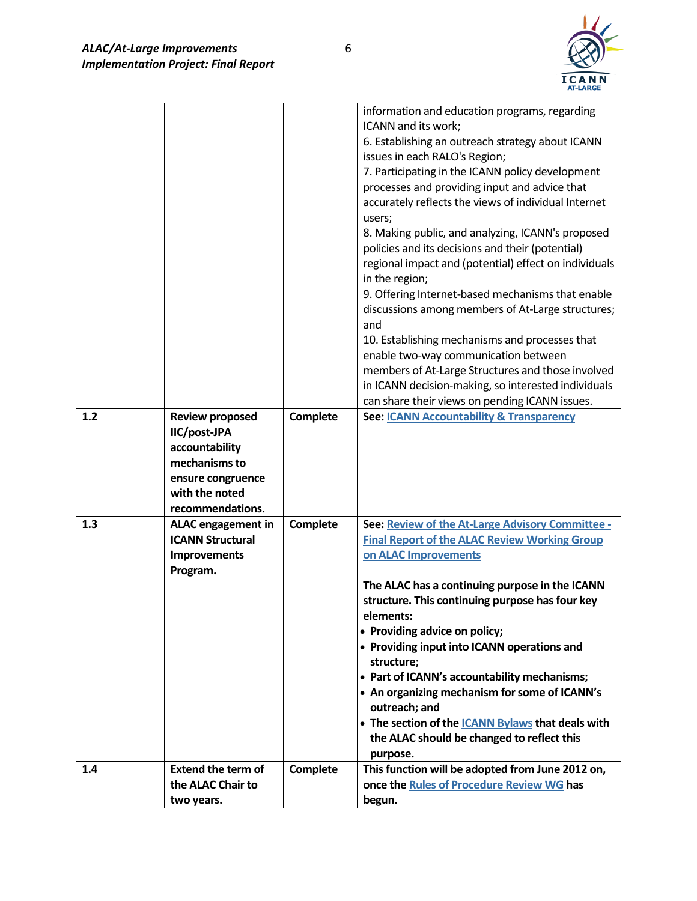| | | | | |
|---|---|---|---|---|
| | | | | information and education programs, regarding ICANN and its work;<br>6. Establishing an outreach strategy about ICANN issues in each RALO's Region;<br>7. Participating in the ICANN policy development processes and providing input and advice that accurately reflects the views of individual Internet users;<br>8. Making public, and analyzing, ICANN's proposed policies and its decisions and their (potential) regional impact and (potential) effect on individuals in the region;<br>9. Offering Internet-based mechanisms that enable discussions among members of At-Large structures; and<br>10. Establishing mechanisms and processes that enable two-way communication between members of At-Large Structures and those involved in ICANN decision-making, so interested individuals can share their views on pending ICANN issues. |
| **1.2** | | **Review proposed IIC/post-JPA accountability mechanisms to ensure congruence with the noted recommendations.** | **Complete** | **See: ICANN Accountability & Transparency** |
| **1.3** | | **ALAC engagement in ICANN Structural Improvements Program.** | **Complete** | **See: Review of the At-Large Advisory Committee - Final Report of the ALAC Review Working Group on ALAC Improvements**<br><br>**The ALAC has a continuing purpose in the ICANN structure. This continuing purpose has four key elements:**<br>• **Providing advice on policy;**<br>• **Providing input into ICANN operations and structure;**<br>• **Part of ICANN's accountability mechanisms;**<br>• **An organizing mechanism for some of ICANN's outreach; and**<br>• **The section of the ICANN Bylaws that deals with the ALAC should be changed to reflect this purpose.** |
| **1.4** | | **Extend the term of the ALAC Chair to two years.** | **Complete** | **This function will be adopted from June 2012 on, once the Rules of Procedure Review WG has begun.** |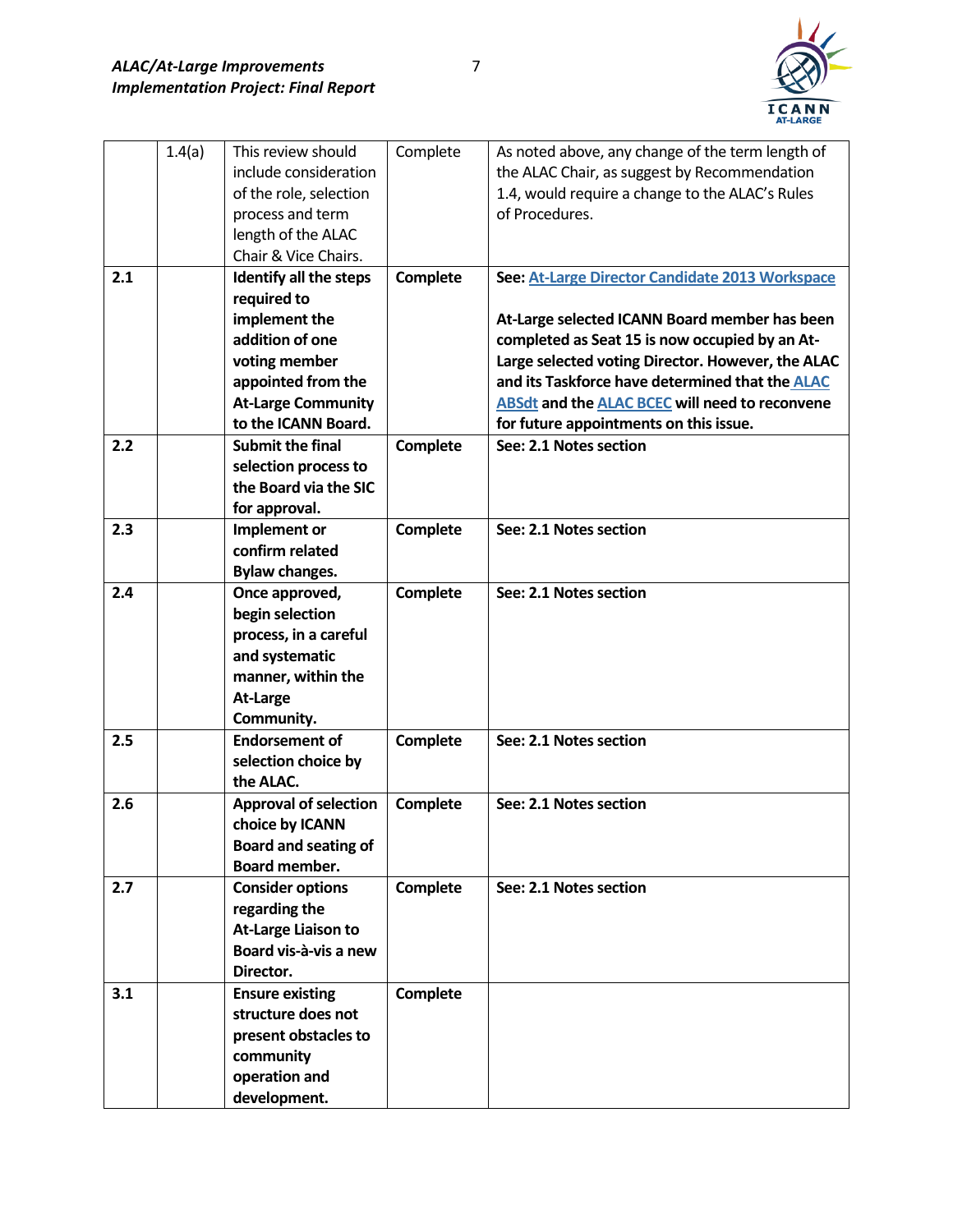| | | | | |
|---|---|---|---|---|
| | 1.4(a) | This review should include consideration of the role, selection process and term length of the ALAC Chair & Vice Chairs. | Complete | As noted above, any change of the term length of the ALAC Chair, as suggest by Recommendation 1.4, would require a change to the ALAC's Rules of Procedures. |
| **2.1** | | **Identify all the steps required to implement the addition of one voting member appointed from the At-Large Community to the ICANN Board.** | **Complete** | **See: At-Large Director Candidate 2013 Workspace**<br><br>**At-Large selected ICANN Board member has been completed as Seat 15 is now occupied by an At-Large selected voting Director. However, the ALAC and its Taskforce have determined that the ALAC ABSdt and the ALAC BCEC will need to reconvene for future appointments on this issue.** |
| **2.2** | | **Submit the final selection process to the Board via the SIC for approval.** | **Complete** | **See: 2.1 Notes section** |
| **2.3** | | **Implement or confirm related Bylaw changes.** | **Complete** | **See: 2.1 Notes section** |
| **2.4** | | **Once approved, begin selection process, in a careful and systematic manner, within the At-Large Community.** | **Complete** | **See: 2.1 Notes section** |
| **2.5** | | **Endorsement of selection choice by the ALAC.** | **Complete** | **See: 2.1 Notes section** |
| **2.6** | | **Approval of selection choice by ICANN Board and seating of Board member.** | **Complete** | **See: 2.1 Notes section** |
| **2.7** | | **Consider options regarding the At-Large Liaison to Board vis-à-vis a new Director.** | **Complete** | **See: 2.1 Notes section** |
| **3.1** | | **Ensure existing structure does not present obstacles to community operation and development.** | **Complete** | |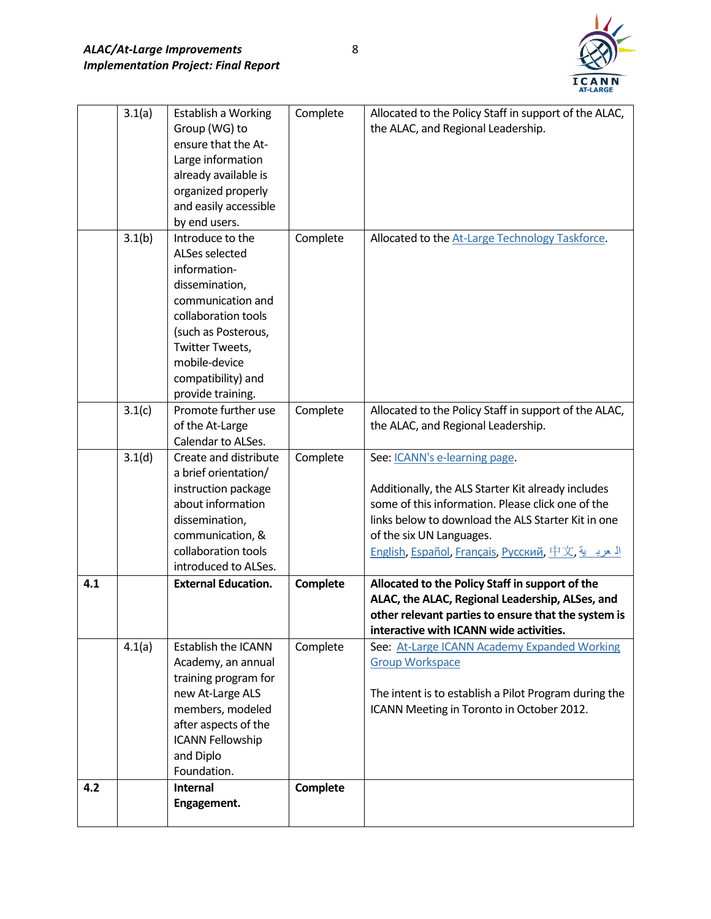| | | | | |
|---|---|---|---|---|
| | 3.1(a) | Establish a Working Group (WG) to ensure that the At-Large information already available is organized properly and easily accessible by end users. | Complete | Allocated to the Policy Staff in support of the ALAC, the ALAC, and Regional Leadership. |
| | 3.1(b) | Introduce to the ALSes selected information-dissemination, communication and collaboration tools (such as Posterous, Twitter Tweets, mobile-device compatibility) and provide training. | Complete | Allocated to the At-Large Technology Taskforce. |
| | 3.1(c) | Promote further use of the At-Large Calendar to ALSes. | Complete | Allocated to the Policy Staff in support of the ALAC, the ALAC, and Regional Leadership. |
| | 3.1(d) | Create and distribute a brief orientation/ instruction package about information dissemination, communication, & collaboration tools introduced to ALSes. | Complete | See: ICANN's e-learning page.<br><br>Additionally, the ALS Starter Kit already includes some of this information. Please click one of the links below to download the ALS Starter Kit in one of the six UN Languages.<br>English, Español, Français, Русский, 中文, العربية |
| **4.1** | | **External Education.** | **Complete** | **Allocated to the Policy Staff in support of the ALAC, the ALAC, Regional Leadership, ALSes, and other relevant parties to ensure that the system is interactive with ICANN wide activities.** |
| | 4.1(a) | Establish the ICANN Academy, an annual training program for new At-Large ALS members, modeled after aspects of the ICANN Fellowship and Diplo Foundation. | Complete | See: At-Large ICANN Academy Expanded Working Group Workspace<br><br>The intent is to establish a Pilot Program during the ICANN Meeting in Toronto in October 2012. |
| **4.2** | | **Internal Engagement.** | **Complete** | |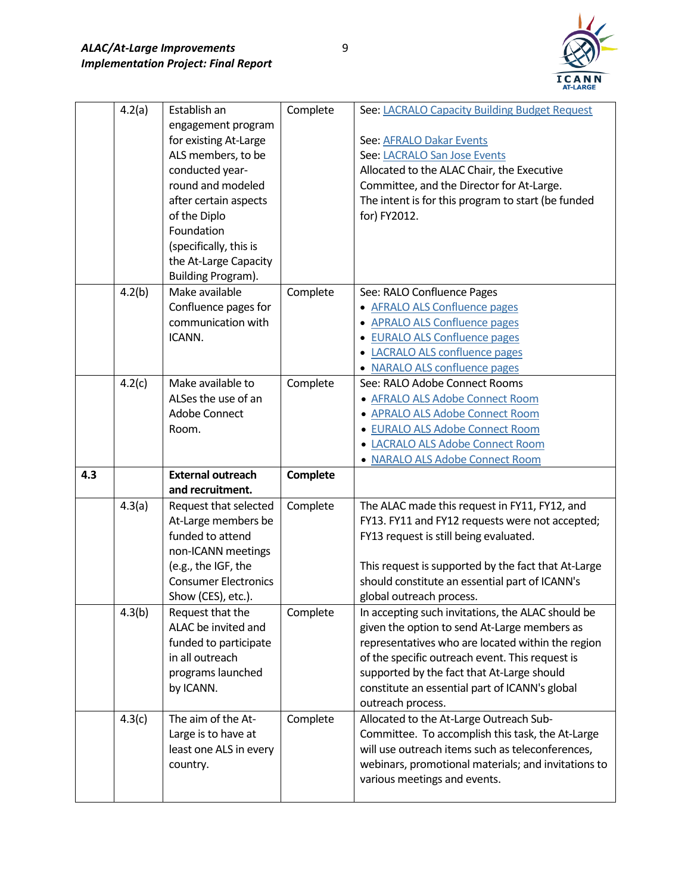| | | | | |
|---|---|---|---|---|
| | 4.2(a) | Establish an engagement program for existing At-Large ALS members, to be conducted year-round and modeled after certain aspects of the Diplo Foundation (specifically, this is the At-Large Capacity Building Program). | Complete | See: LACRALO Capacity Building Budget Request<br><br>See: AFRALO Dakar Events<br>See: LACRALO San Jose Events<br>Allocated to the ALAC Chair, the Executive Committee, and the Director for At-Large.<br>The intent is for this program to start (be funded for) FY2012. |
| | 4.2(b) | Make available Confluence pages for communication with ICANN. | Complete | See: RALO Confluence Pages<br>• AFRALO ALS Confluence pages<br>• APRALO ALS Confluence pages<br>• EURALO ALS Confluence pages<br>• LACRALO ALS confluence pages<br>• NARALO ALS confluence pages |
| | 4.2(c) | Make available to ALSes the use of an Adobe Connect Room. | Complete | See: RALO Adobe Connect Rooms<br>• AFRALO ALS Adobe Connect Room<br>• APRALO ALS Adobe Connect Room<br>• EURALO ALS Adobe Connect Room<br>• LACRALO ALS Adobe Connect Room<br>• NARALO ALS Adobe Connect Room |
| **4.3** | | **External outreach and recruitment.** | **Complete** | |
| | 4.3(a) | Request that selected At-Large members be funded to attend non-ICANN meetings (e.g., the IGF, the Consumer Electronics Show (CES), etc.). | Complete | The ALAC made this request in FY11, FY12, and FY13. FY11 and FY12 requests were not accepted; FY13 request is still being evaluated.<br><br>This request is supported by the fact that At-Large should constitute an essential part of ICANN's global outreach process. |
| | 4.3(b) | Request that the ALAC be invited and funded to participate in all outreach programs launched by ICANN. | Complete | In accepting such invitations, the ALAC should be given the option to send At-Large members as representatives who are located within the region of the specific outreach event. This request is supported by the fact that At-Large should constitute an essential part of ICANN's global outreach process. |
| | 4.3(c) | The aim of the At-Large is to have at least one ALS in every country. | Complete | Allocated to the At-Large Outreach Sub-Committee. To accomplish this task, the At-Large will use outreach items such as teleconferences, webinars, promotional materials; and invitations to various meetings and events. |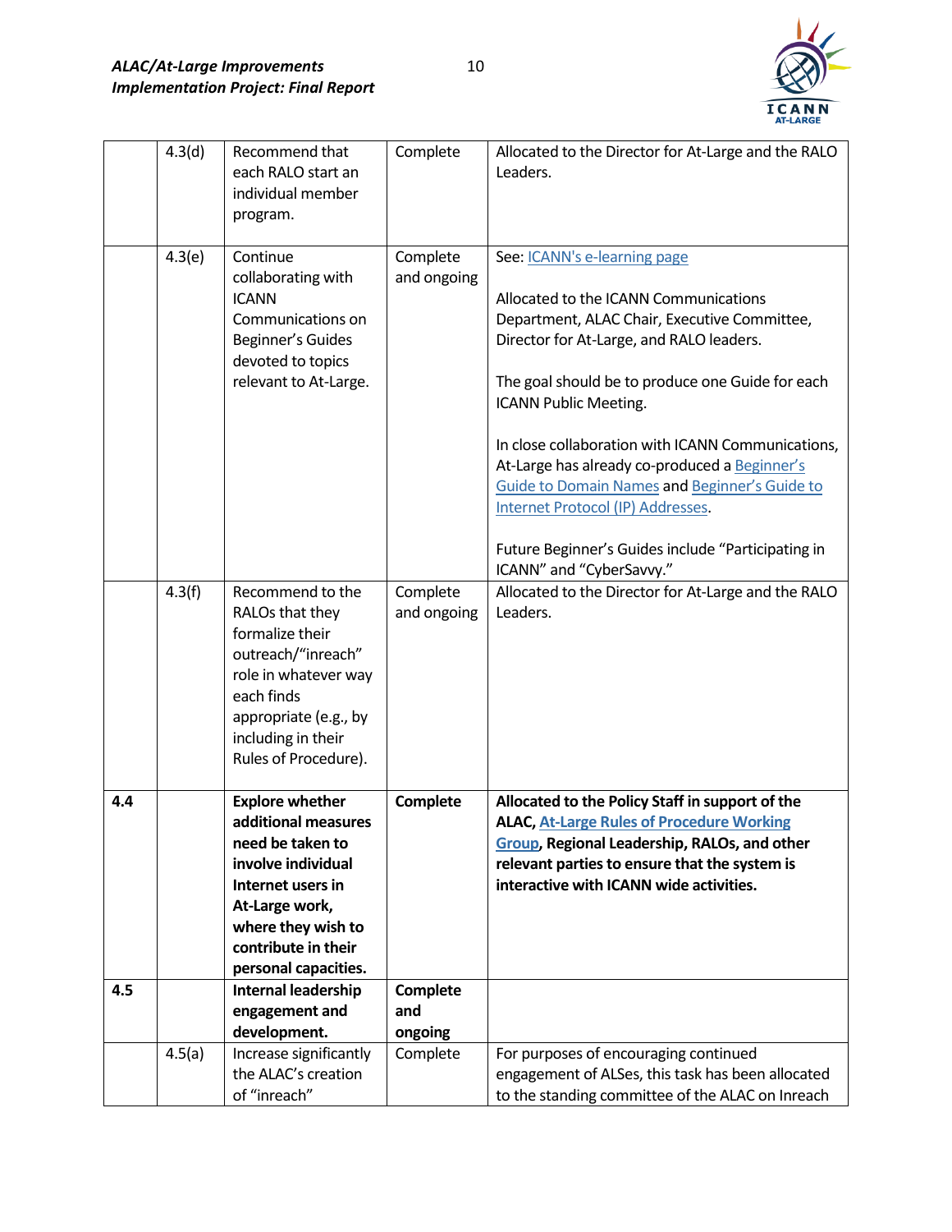|  |  |  |  |  |
|---|---|---|---|---|
|  | 4.3(d) | Recommend that each RALO start an individual member program. | Complete | Allocated to the Director for At-Large and the RALO Leaders. |
|  | 4.3(e) | Continue collaborating with ICANN Communications on Beginner's Guides devoted to topics relevant to At-Large. | Complete and ongoing | See: ICANN's e-learning page<br><br>Allocated to the ICANN Communications Department, ALAC Chair, Executive Committee, Director for At-Large, and RALO leaders.<br><br>The goal should be to produce one Guide for each ICANN Public Meeting.<br><br>In close collaboration with ICANN Communications, At-Large has already co-produced a Beginner's Guide to Domain Names and Beginner's Guide to Internet Protocol (IP) Addresses.<br><br>Future Beginner's Guides include "Participating in ICANN" and "CyberSavvy." |
|  | 4.3(f) | Recommend to the RALOs that they formalize their outreach/"inreach" role in whatever way each finds appropriate (e.g., by including in their Rules of Procedure). | Complete and ongoing | Allocated to the Director for At-Large and the RALO Leaders. |
| **4.4** |  | **Explore whether additional measures need be taken to involve individual Internet users in At-Large work, where they wish to contribute in their personal capacities.** | **Complete** | **Allocated to the Policy Staff in support of the ALAC, At-Large Rules of Procedure Working Group, Regional Leadership, RALOs, and other relevant parties to ensure that the system is interactive with ICANN wide activities.** |
| **4.5** |  | **Internal leadership engagement and development.** | **Complete and ongoing** |  |
|  | 4.5(a) | Increase significantly the ALAC's creation of "inreach" | Complete | For purposes of encouraging continued engagement of ALSes, this task has been allocated to the standing committee of the ALAC on Inreach |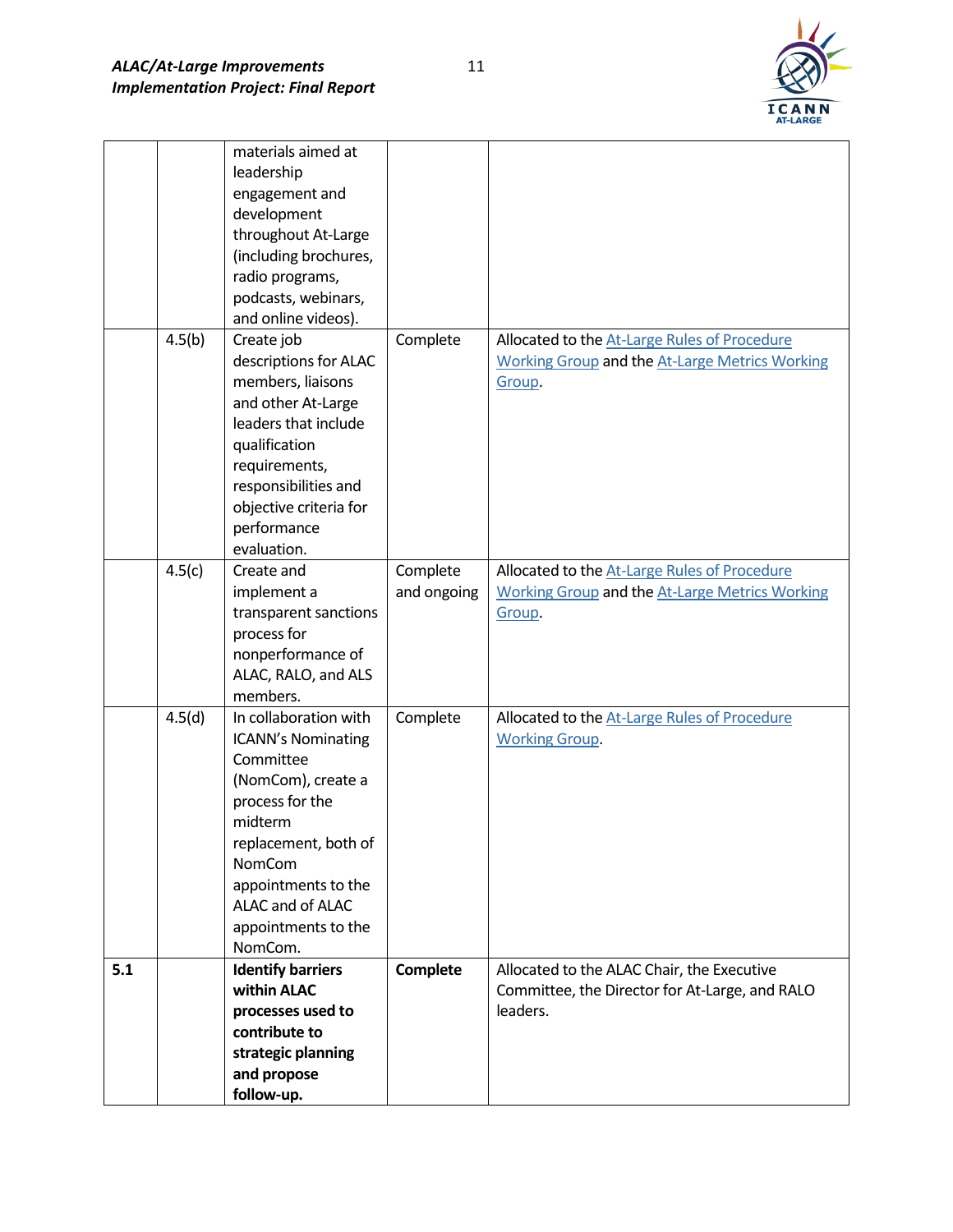| | | | | |
|---|---|---|---|---|
| | | materials aimed at leadership engagement and development throughout At-Large (including brochures, radio programs, podcasts, webinars, and online videos). | | |
| | 4.5(b) | Create job descriptions for ALAC members, liaisons and other At-Large leaders that include qualification requirements, responsibilities and objective criteria for performance evaluation. | Complete | Allocated to the At-Large Rules of Procedure Working Group and the At-Large Metrics Working Group. |
| | 4.5(c) | Create and implement a transparent sanctions process for nonperformance of ALAC, RALO, and ALS members. | Complete and ongoing | Allocated to the At-Large Rules of Procedure Working Group and the At-Large Metrics Working Group. |
| | 4.5(d) | In collaboration with ICANN's Nominating Committee (NomCom), create a process for the midterm replacement, both of NomCom appointments to the ALAC and of ALAC appointments to the NomCom. | Complete | Allocated to the At-Large Rules of Procedure Working Group. |
| **5.1** | | **Identify barriers within ALAC processes used to contribute to strategic planning and propose follow-up.** | **Complete** | Allocated to the ALAC Chair, the Executive Committee, the Director for At-Large, and RALO leaders. |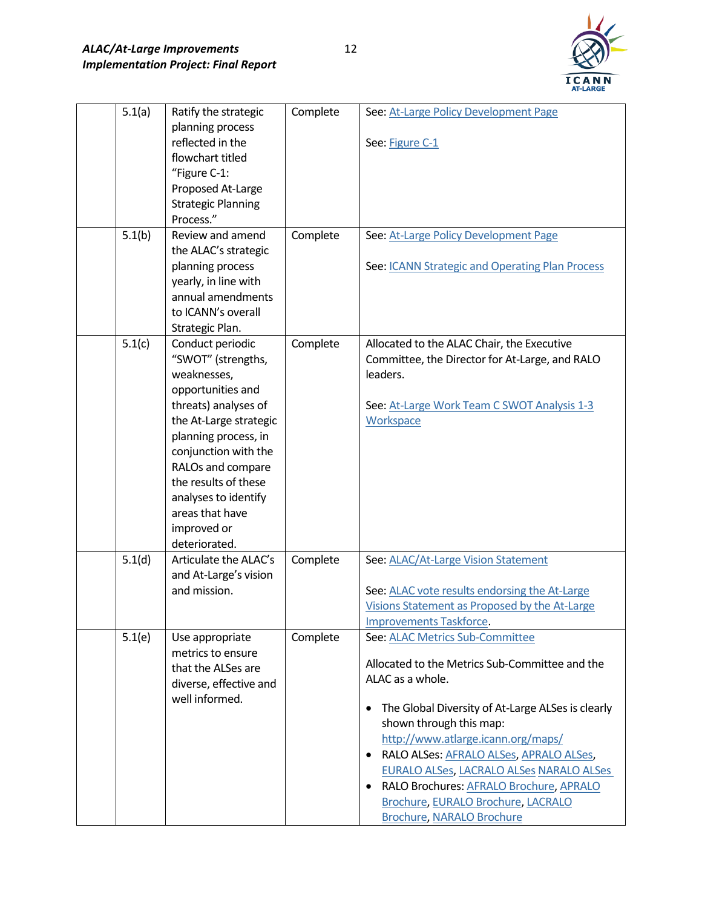|  | 5.1(a) | Ratify the strategic planning process reflected in the flowchart titled "Figure C-1: Proposed At-Large Strategic Planning Process." | Complete | See: At-Large Policy Development Page<br><br>See: Figure C-1 |
|---|---|---|---|---|
|  | 5.1(b) | Review and amend the ALAC's strategic planning process yearly, in line with annual amendments to ICANN's overall Strategic Plan. | Complete | See: At-Large Policy Development Page<br><br>See: ICANN Strategic and Operating Plan Process |
|  | 5.1(c) | Conduct periodic "SWOT" (strengths, weaknesses, opportunities and threats) analyses of the At-Large strategic planning process, in conjunction with the RALOs and compare the results of these analyses to identify areas that have improved or deteriorated. | Complete | Allocated to the ALAC Chair, the Executive Committee, the Director for At-Large, and RALO leaders.<br><br>See: At-Large Work Team C SWOT Analysis 1-3 Workspace |
|  | 5.1(d) | Articulate the ALAC's and At-Large's vision and mission. | Complete | See: ALAC/At-Large Vision Statement<br><br>See: ALAC vote results endorsing the At-Large Visions Statement as Proposed by the At-Large Improvements Taskforce. |
|  | 5.1(e) | Use appropriate metrics to ensure that the ALSes are diverse, effective and well informed. | Complete | See: ALAC Metrics Sub-Committee<br><br>Allocated to the Metrics Sub-Committee and the ALAC as a whole.<br><br>• The Global Diversity of At-Large ALSes is clearly shown through this map: http://www.atlarge.icann.org/maps/<br>• RALO ALSes: AFRALO ALSes, APRALO ALSes, EURALO ALSes, LACRALO ALSes NARALO ALSes<br>• RALO Brochures: AFRALO Brochure, APRALO Brochure, EURALO Brochure, LACRALO Brochure, NARALO Brochure |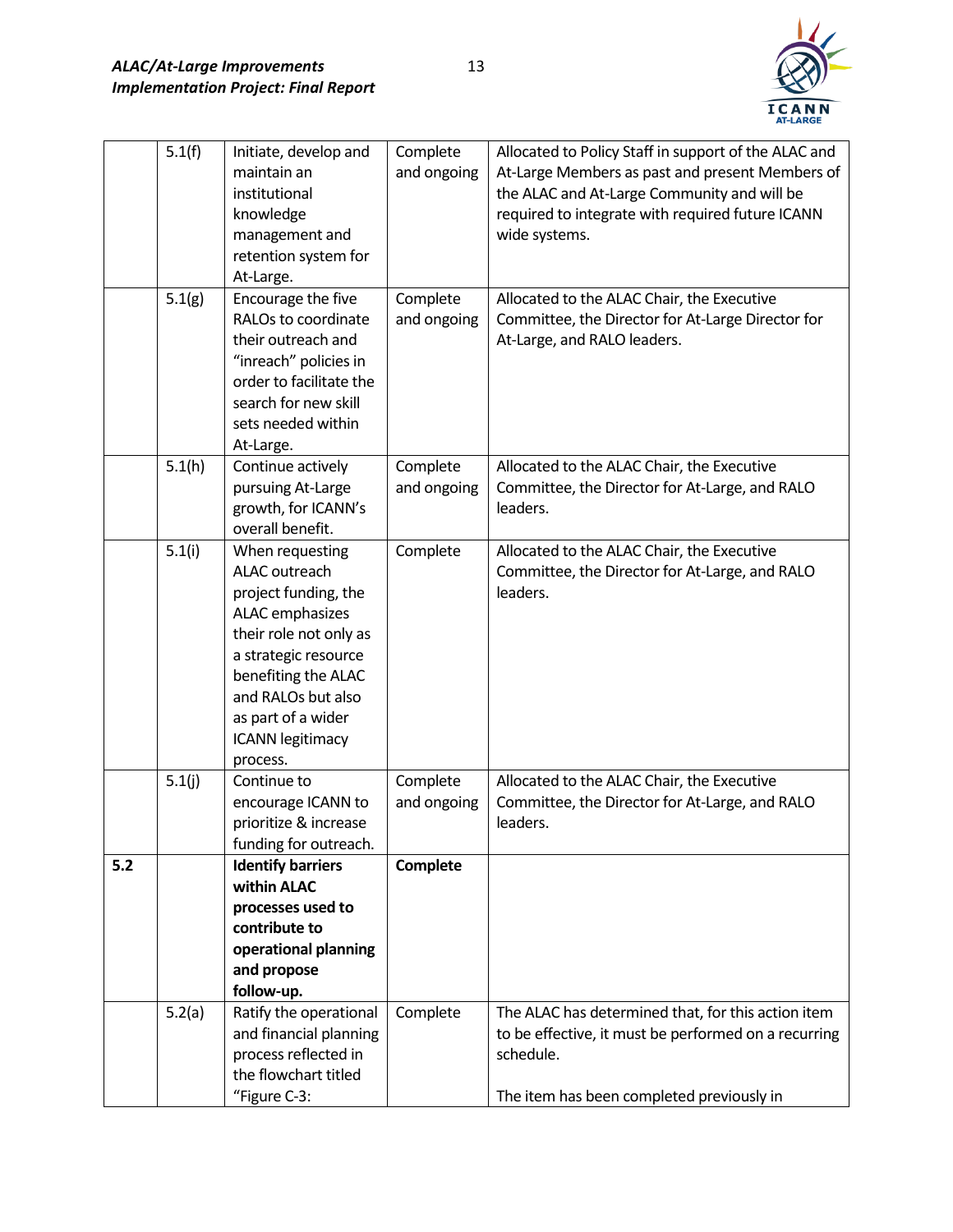| | | | | |
|---|---|---|---|---|
| | 5.1(f) | Initiate, develop and maintain an institutional knowledge management and retention system for At-Large. | Complete and ongoing | Allocated to Policy Staff in support of the ALAC and At-Large Members as past and present Members of the ALAC and At-Large Community and will be required to integrate with required future ICANN wide systems. |
| | 5.1(g) | Encourage the five RALOs to coordinate their outreach and "inreach" policies in order to facilitate the search for new skill sets needed within At-Large. | Complete and ongoing | Allocated to the ALAC Chair, the Executive Committee, the Director for At-Large Director for At-Large, and RALO leaders. |
| | 5.1(h) | Continue actively pursuing At-Large growth, for ICANN's overall benefit. | Complete and ongoing | Allocated to the ALAC Chair, the Executive Committee, the Director for At-Large, and RALO leaders. |
| | 5.1(i) | When requesting ALAC outreach project funding, the ALAC emphasizes their role not only as a strategic resource benefiting the ALAC and RALOs but also as part of a wider ICANN legitimacy process. | Complete | Allocated to the ALAC Chair, the Executive Committee, the Director for At-Large, and RALO leaders. |
| | 5.1(j) | Continue to encourage ICANN to prioritize & increase funding for outreach. | Complete and ongoing | Allocated to the ALAC Chair, the Executive Committee, the Director for At-Large, and RALO leaders. |
| **5.2** | | **Identify barriers within ALAC processes used to contribute to operational planning and propose follow-up.** | **Complete** | |
| | 5.2(a) | Ratify the operational and financial planning process reflected in the flowchart titled "Figure C-3: | Complete | The ALAC has determined that, for this action item to be effective, it must be performed on a recurring schedule.<br><br>The item has been completed previously in |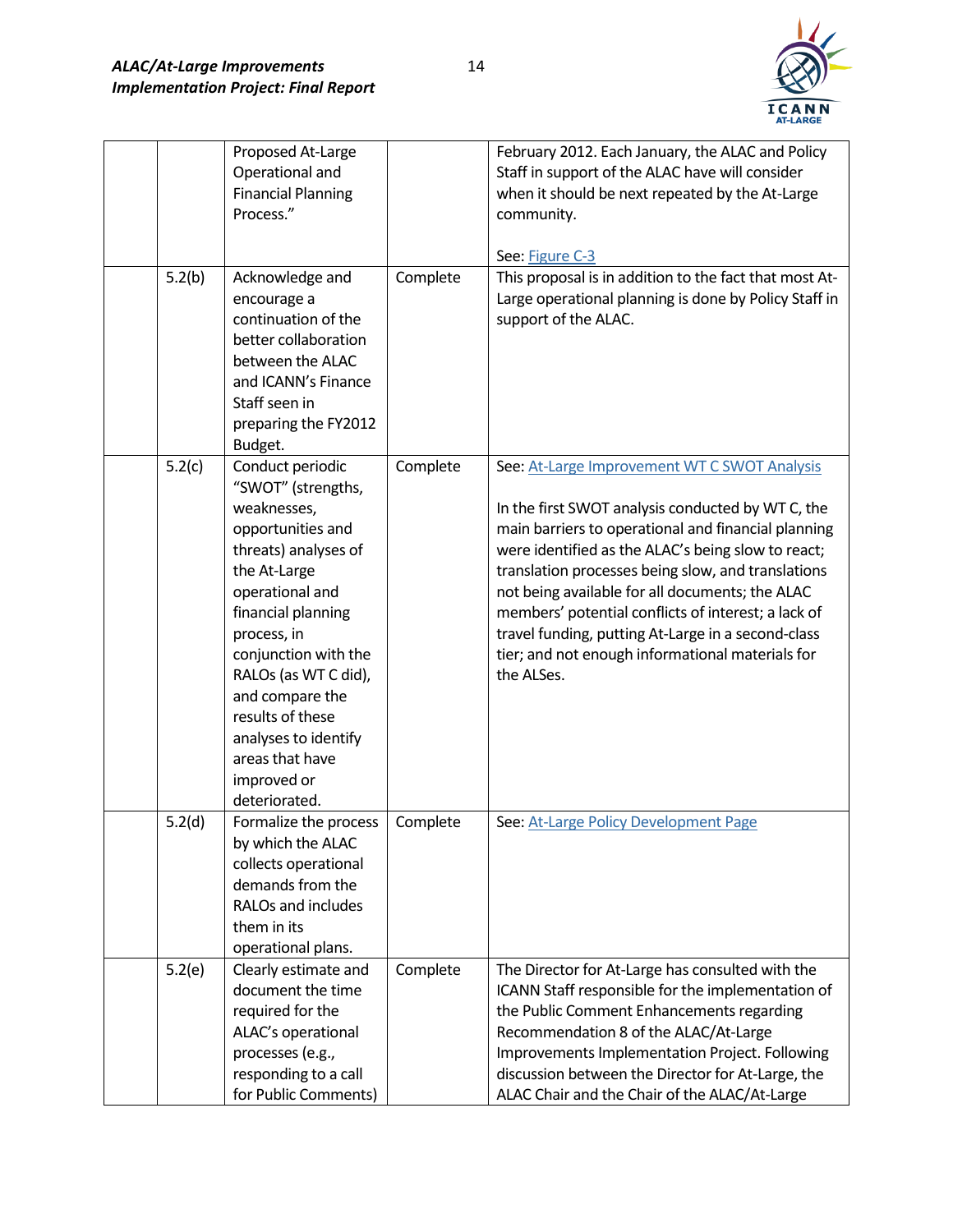| | | | | |
|---|---|---|---|---|
| | | Proposed At-Large Operational and Financial Planning Process." | | February 2012. Each January, the ALAC and Policy Staff in support of the ALAC have will consider when it should be next repeated by the At-Large community.<br><br>See: [Figure C-3]() |
| | 5.2(b) | Acknowledge and encourage a continuation of the better collaboration between the ALAC and ICANN's Finance Staff seen in preparing the FY2012 Budget. | Complete | This proposal is in addition to the fact that most At-Large operational planning is done by Policy Staff in support of the ALAC. |
| | 5.2(c) | Conduct periodic "SWOT" (strengths, weaknesses, opportunities and threats) analyses of the At-Large operational and financial planning process, in conjunction with the RALOs (as WT C did), and compare the results of these analyses to identify areas that have improved or deteriorated. | Complete | See: [At-Large Improvement WT C SWOT Analysis]()<br><br>In the first SWOT analysis conducted by WT C, the main barriers to operational and financial planning were identified as the ALAC's being slow to react; translation processes being slow, and translations not being available for all documents; the ALAC members' potential conflicts of interest; a lack of travel funding, putting At-Large in a second-class tier; and not enough informational materials for the ALSes. |
| | 5.2(d) | Formalize the process by which the ALAC collects operational demands from the RALOs and includes them in its operational plans. | Complete | See: [At-Large Policy Development Page]() |
| | 5.2(e) | Clearly estimate and document the time required for the ALAC's operational processes (e.g., responding to a call for Public Comments) | Complete | The Director for At-Large has consulted with the ICANN Staff responsible for the implementation of the Public Comment Enhancements regarding Recommendation 8 of the ALAC/At-Large Improvements Implementation Project. Following discussion between the Director for At-Large, the ALAC Chair and the Chair of the ALAC/At-Large |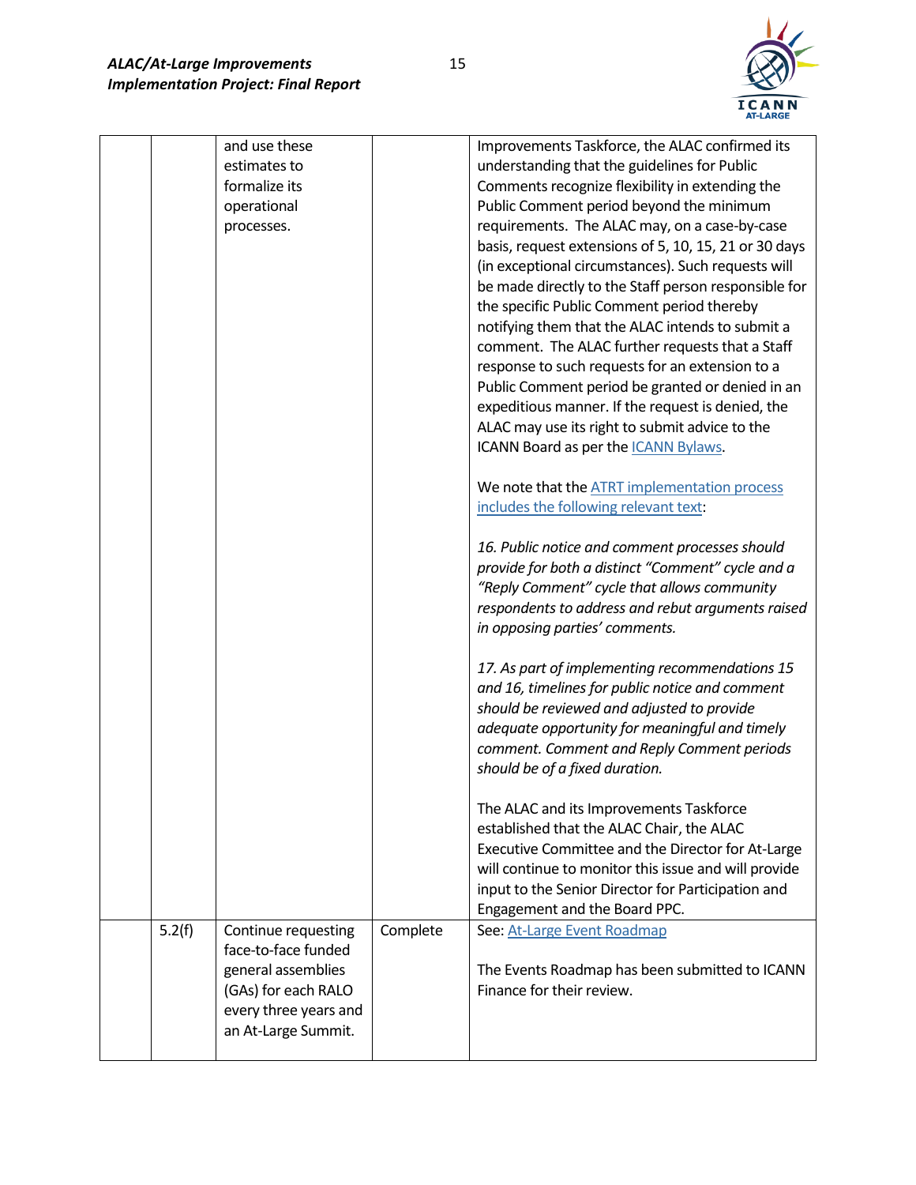| | | | | |
|---|---|---|---|---|
| | | and use these estimates to formalize its operational processes. | | Improvements Taskforce, the ALAC confirmed its understanding that the guidelines for Public Comments recognize flexibility in extending the Public Comment period beyond the minimum requirements. The ALAC may, on a case-by-case basis, request extensions of 5, 10, 15, 21 or 30 days (in exceptional circumstances). Such requests will be made directly to the Staff person responsible for the specific Public Comment period thereby notifying them that the ALAC intends to submit a comment. The ALAC further requests that a Staff response to such requests for an extension to a Public Comment period be granted or denied in an expeditious manner. If the request is denied, the ALAC may use its right to submit advice to the ICANN Board as per the ICANN Bylaws.<br><br>We note that the ATRT implementation process includes the following relevant text:<br><br>*16. Public notice and comment processes should provide for both a distinct "Comment" cycle and a "Reply Comment" cycle that allows community respondents to address and rebut arguments raised in opposing parties' comments.*<br><br>*17. As part of implementing recommendations 15 and 16, timelines for public notice and comment should be reviewed and adjusted to provide adequate opportunity for meaningful and timely comment. Comment and Reply Comment periods should be of a fixed duration.*<br><br>The ALAC and its Improvements Taskforce established that the ALAC Chair, the ALAC Executive Committee and the Director for At-Large will continue to monitor this issue and will provide input to the Senior Director for Participation and Engagement and the Board PPC. |
| | 5.2(f) | Continue requesting face-to-face funded general assemblies (GAs) for each RALO every three years and an At-Large Summit. | Complete | See: At-Large Event Roadmap<br><br>The Events Roadmap has been submitted to ICANN Finance for their review. |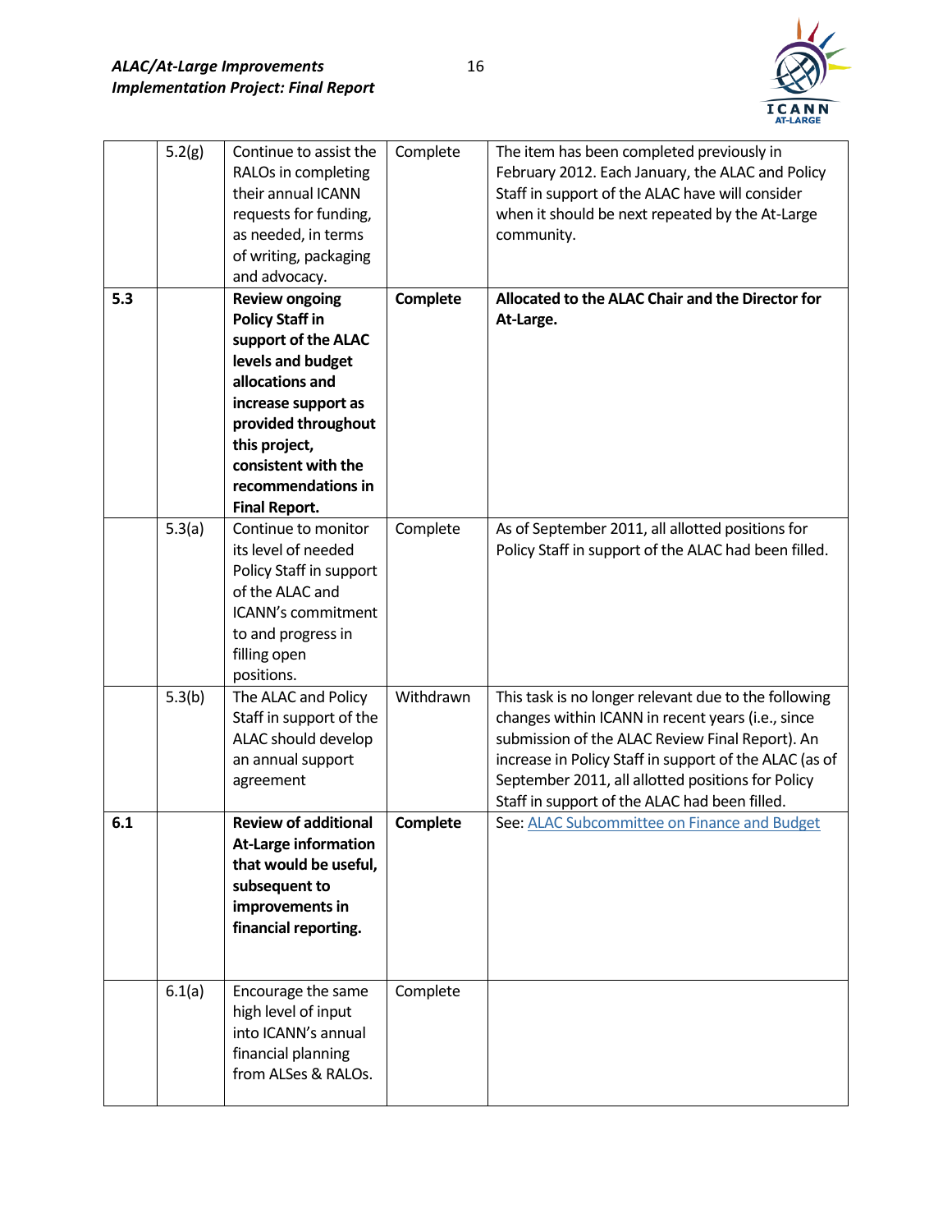| | | | | |
|---|---|---|---|---|
| | 5.2(g) | Continue to assist the RALOs in completing their annual ICANN requests for funding, as needed, in terms of writing, packaging and advocacy. | Complete | The item has been completed previously in February 2012. Each January, the ALAC and Policy Staff in support of the ALAC have will consider when it should be next repeated by the At-Large community. |
| **5.3** | | **Review ongoing Policy Staff in support of the ALAC levels and budget allocations and increase support as provided throughout this project, consistent with the recommendations in Final Report.** | **Complete** | **Allocated to the ALAC Chair and the Director for At-Large.** |
| | 5.3(a) | Continue to monitor its level of needed Policy Staff in support of the ALAC and ICANN's commitment to and progress in filling open positions. | Complete | As of September 2011, all allotted positions for Policy Staff in support of the ALAC had been filled. |
| | 5.3(b) | The ALAC and Policy Staff in support of the ALAC should develop an annual support agreement | Withdrawn | This task is no longer relevant due to the following changes within ICANN in recent years (i.e., since submission of the ALAC Review Final Report). An increase in Policy Staff in support of the ALAC (as of September 2011, all allotted positions for Policy Staff in support of the ALAC had been filled. |
| **6.1** | | **Review of additional At-Large information that would be useful, subsequent to improvements in financial reporting.** | **Complete** | See: ALAC Subcommittee on Finance and Budget |
| | 6.1(a) | Encourage the same high level of input into ICANN's annual financial planning from ALSes & RALOs. | Complete | |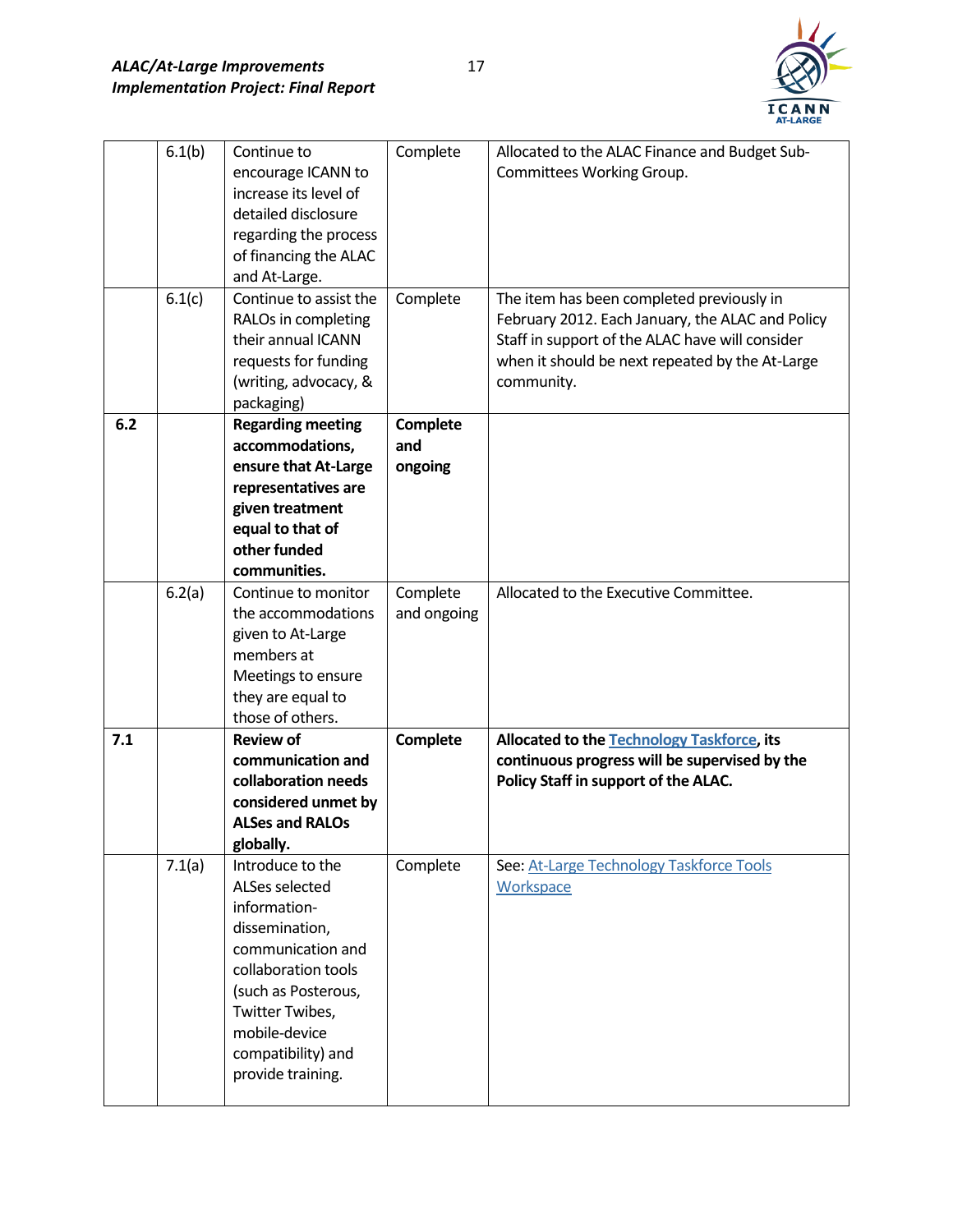|  |  |  |  |  |
|---|---|---|---|---|
|  | 6.1(b) | Continue to encourage ICANN to increase its level of detailed disclosure regarding the process of financing the ALAC and At-Large. | Complete | Allocated to the ALAC Finance and Budget Sub-Committees Working Group. |
|  | 6.1(c) | Continue to assist the RALOs in completing their annual ICANN requests for funding (writing, advocacy, & packaging) | Complete | The item has been completed previously in February 2012. Each January, the ALAC and Policy Staff in support of the ALAC have will consider when it should be next repeated by the At-Large community. |
| **6.2** |  | **Regarding meeting accommodations, ensure that At-Large representatives are given treatment equal to that of other funded communities.** | **Complete and ongoing** |  |
|  | 6.2(a) | Continue to monitor the accommodations given to At-Large members at Meetings to ensure they are equal to those of others. | Complete and ongoing | Allocated to the Executive Committee. |
| **7.1** |  | **Review of communication and collaboration needs considered unmet by ALSes and RALOs globally.** | **Complete** | **Allocated to the Technology Taskforce, its continuous progress will be supervised by the Policy Staff in support of the ALAC.** |
|  | 7.1(a) | Introduce to the ALSes selected information-dissemination, communication and collaboration tools (such as Posterous, Twitter Twibes, mobile-device compatibility) and provide training. | Complete | See: At-Large Technology Taskforce Tools Workspace |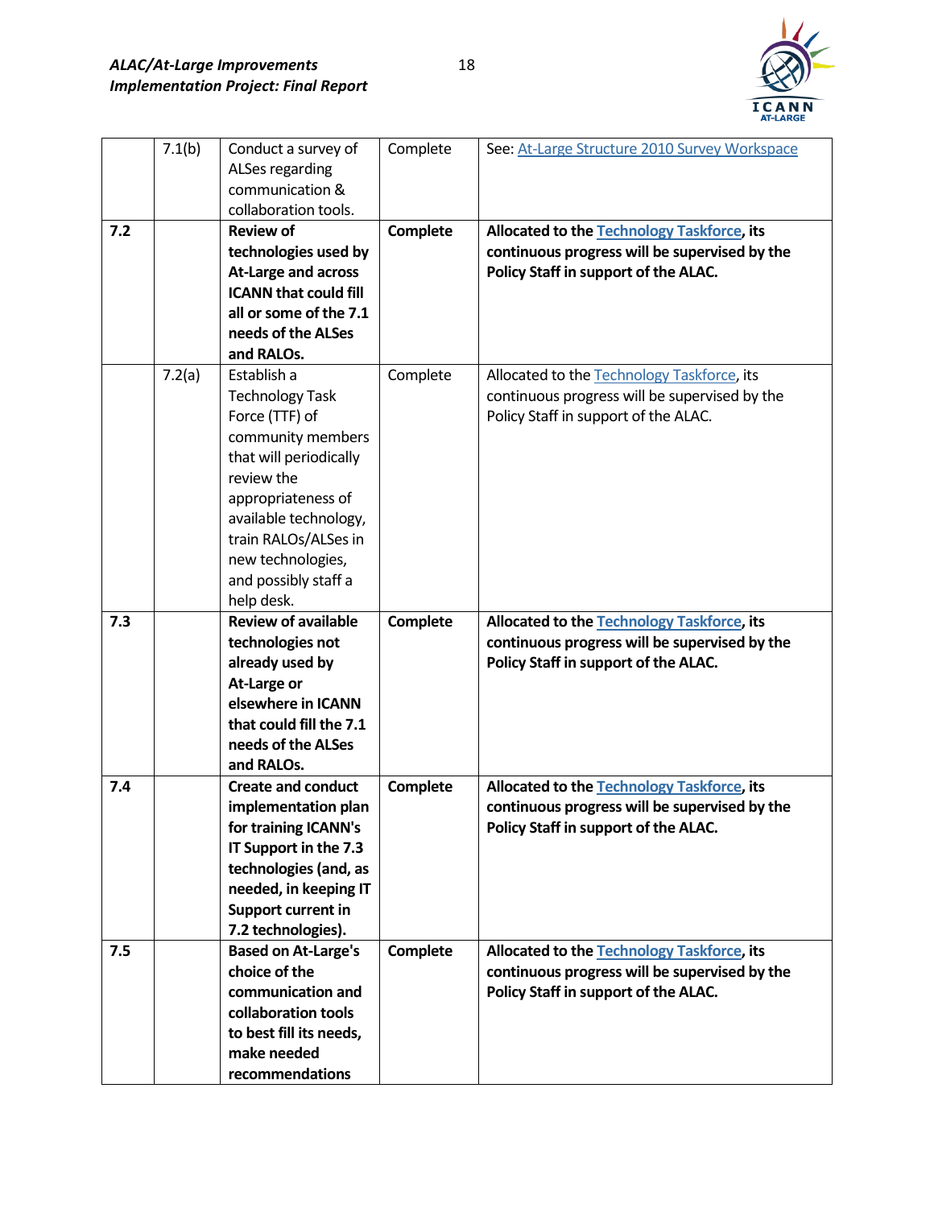| | | | | |
|---|---|---|---|---|
| | 7.1(b) | Conduct a survey of ALSes regarding communication & collaboration tools. | Complete | See: At-Large Structure 2010 Survey Workspace |
| **7.2** | | **Review of technologies used by At-Large and across ICANN that could fill all or some of the 7.1 needs of the ALSes and RALOs.** | **Complete** | **Allocated to the Technology Taskforce, its continuous progress will be supervised by the Policy Staff in support of the ALAC.** |
| | 7.2(a) | Establish a Technology Task Force (TTF) of community members that will periodically review the appropriateness of available technology, train RALOs/ALSes in new technologies, and possibly staff a help desk. | Complete | Allocated to the Technology Taskforce, its continuous progress will be supervised by the Policy Staff in support of the ALAC. |
| **7.3** | | **Review of available technologies not already used by At-Large or elsewhere in ICANN that could fill the 7.1 needs of the ALSes and RALOs.** | **Complete** | **Allocated to the Technology Taskforce, its continuous progress will be supervised by the Policy Staff in support of the ALAC.** |
| **7.4** | | **Create and conduct implementation plan for training ICANN's IT Support in the 7.3 technologies (and, as needed, in keeping IT Support current in 7.2 technologies).** | **Complete** | **Allocated to the Technology Taskforce, its continuous progress will be supervised by the Policy Staff in support of the ALAC.** |
| **7.5** | | **Based on At-Large's choice of the communication and collaboration tools to best fill its needs, make needed recommendations** | **Complete** | **Allocated to the Technology Taskforce, its continuous progress will be supervised by the Policy Staff in support of the ALAC.** |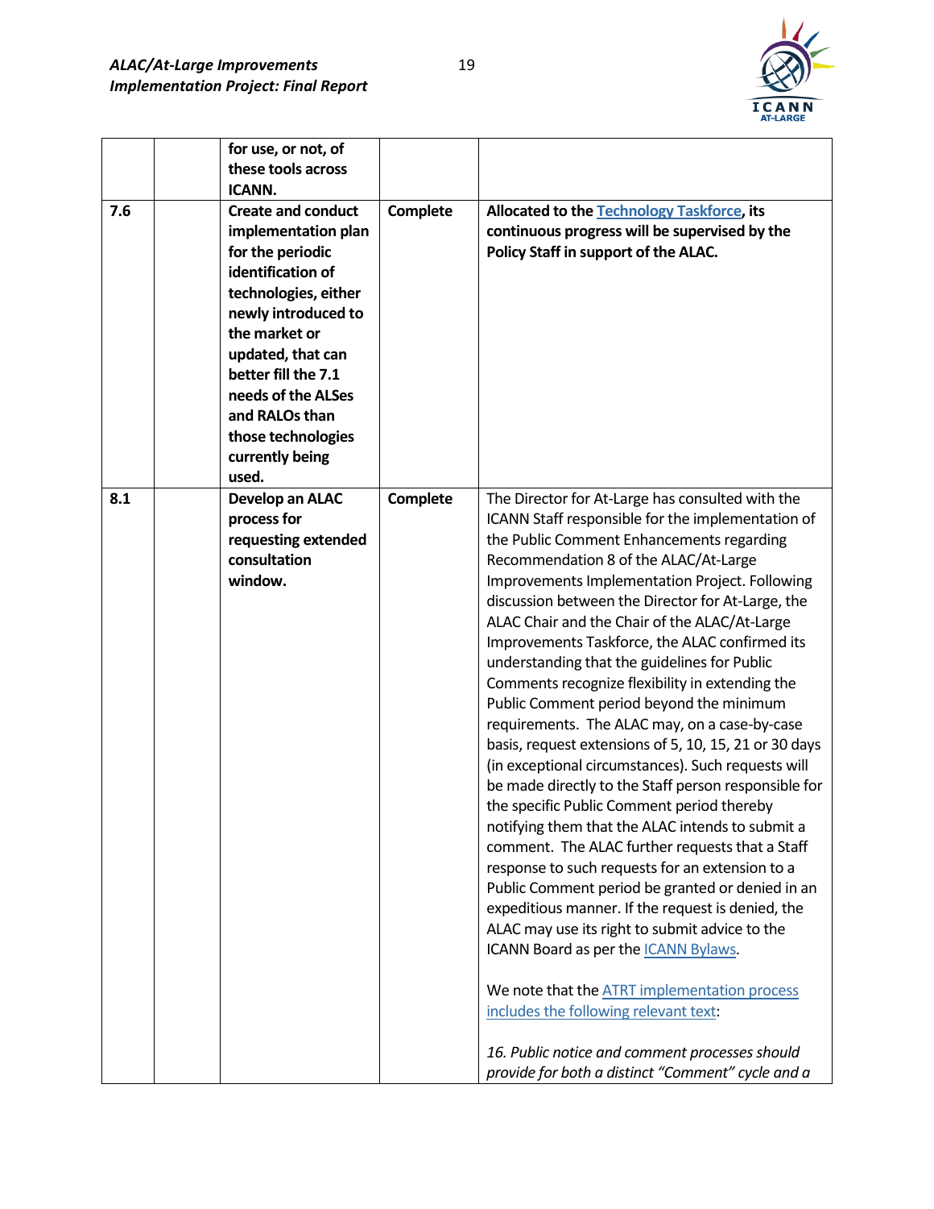| | | | | |
|---|---|---|---|---|
| | | **for use, or not, of these tools across ICANN.** | | |
| **7.6** | | **Create and conduct implementation plan for the periodic identification of technologies, either newly introduced to the market or updated, that can better fill the 7.1 needs of the ALSes and RALOs than those technologies currently being used.** | **Complete** | **Allocated to the Technology Taskforce, its continuous progress will be supervised by the Policy Staff in support of the ALAC.** |
| **8.1** | | **Develop an ALAC process for requesting extended consultation window.** | **Complete** | The Director for At-Large has consulted with the ICANN Staff responsible for the implementation of the Public Comment Enhancements regarding Recommendation 8 of the ALAC/At-Large Improvements Implementation Project. Following discussion between the Director for At-Large, the ALAC Chair and the Chair of the ALAC/At-Large Improvements Taskforce, the ALAC confirmed its understanding that the guidelines for Public Comments recognize flexibility in extending the Public Comment period beyond the minimum requirements. The ALAC may, on a case-by-case basis, request extensions of 5, 10, 15, 21 or 30 days (in exceptional circumstances). Such requests will be made directly to the Staff person responsible for the specific Public Comment period thereby notifying them that the ALAC intends to submit a comment. The ALAC further requests that a Staff response to such requests for an extension to a Public Comment period be granted or denied in an expeditious manner. If the request is denied, the ALAC may use its right to submit advice to the ICANN Board as per the ICANN Bylaws.<br><br>We note that the ATRT implementation process includes the following relevant text:<br><br>*16. Public notice and comment processes should provide for both a distinct "Comment" cycle and a* |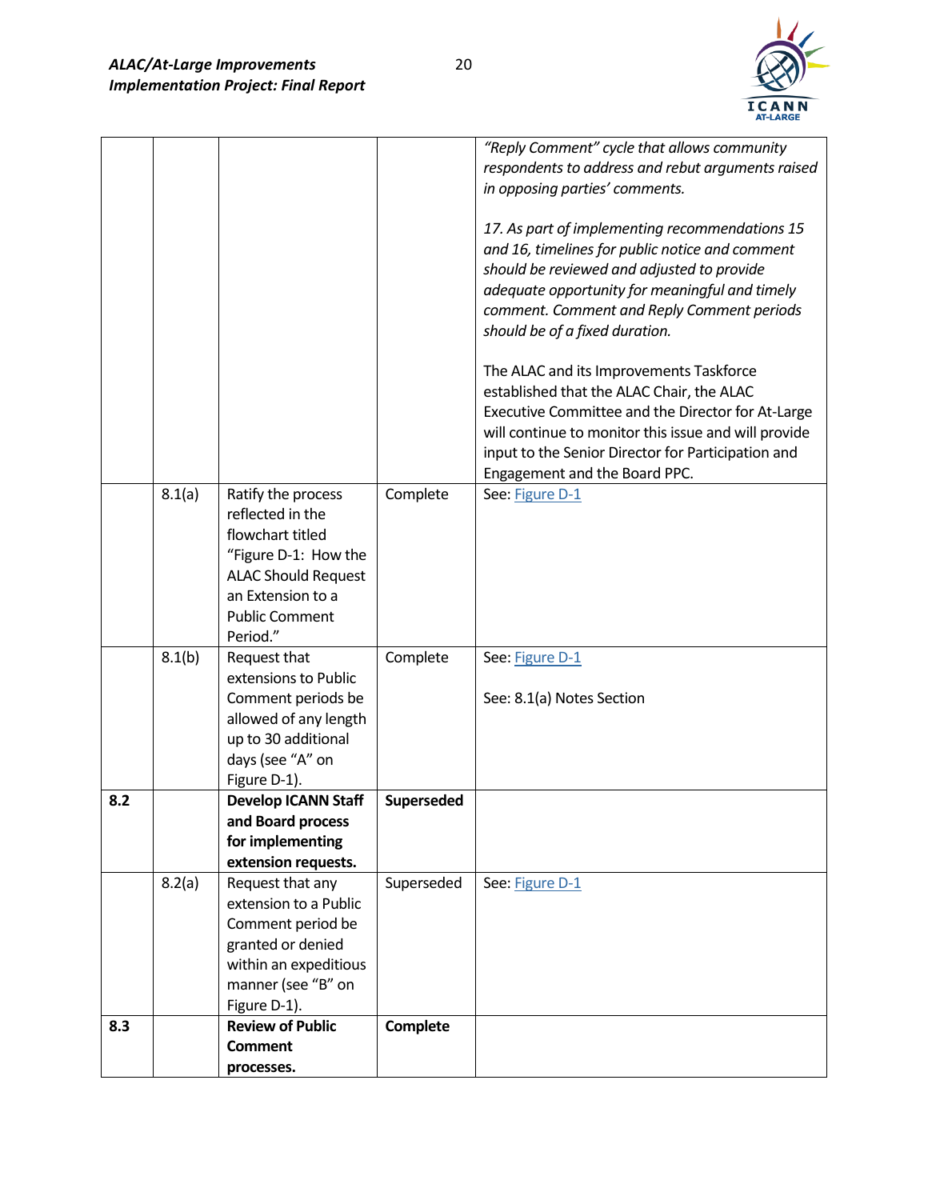| | | | | |
|---|---|---|---|---|
| | | | | *"Reply Comment" cycle that allows community respondents to address and rebut arguments raised in opposing parties' comments.*<br><br>*17. As part of implementing recommendations 15 and 16, timelines for public notice and comment should be reviewed and adjusted to provide adequate opportunity for meaningful and timely comment. Comment and Reply Comment periods should be of a fixed duration.*<br><br>The ALAC and its Improvements Taskforce established that the ALAC Chair, the ALAC Executive Committee and the Director for At-Large will continue to monitor this issue and will provide input to the Senior Director for Participation and Engagement and the Board PPC. |
| | 8.1(a) | Ratify the process reflected in the flowchart titled "Figure D-1: How the ALAC Should Request an Extension to a Public Comment Period." | Complete | See: Figure D-1 |
| | 8.1(b) | Request that extensions to Public Comment periods be allowed of any length up to 30 additional days (see "A" on Figure D-1). | Complete | See: Figure D-1<br><br>See: 8.1(a) Notes Section |
| **8.2** | | **Develop ICANN Staff and Board process for implementing extension requests.** | **Superseded** | |
| | 8.2(a) | Request that any extension to a Public Comment period be granted or denied within an expeditious manner (see "B" on Figure D-1). | Superseded | See: Figure D-1 |
| **8.3** | | **Review of Public Comment processes.** | **Complete** | |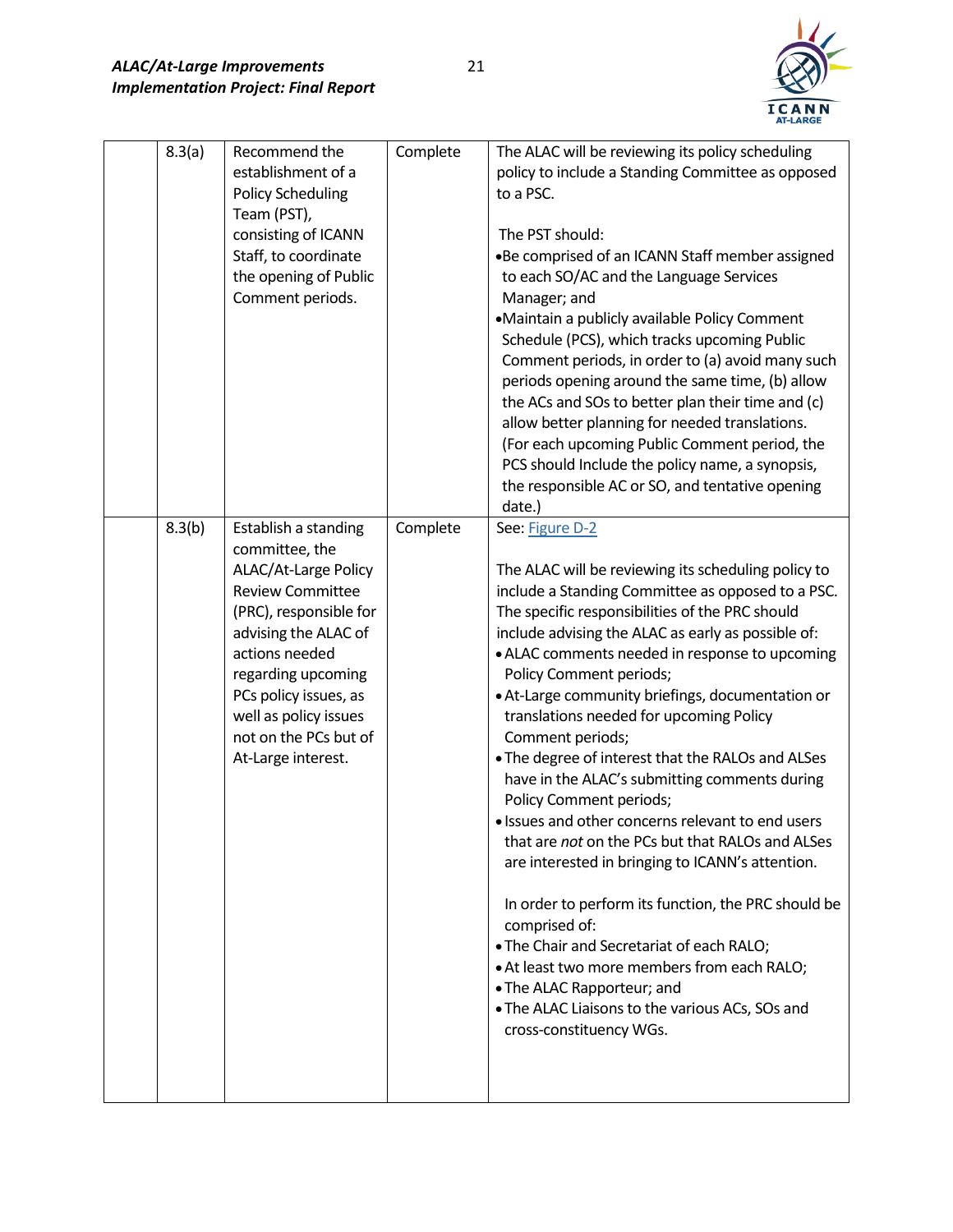| | 8.3(a) | Recommend the establishment of a Policy Scheduling Team (PST), consisting of ICANN Staff, to coordinate the opening of Public Comment periods. | Complete | The ALAC will be reviewing its policy scheduling policy to include a Standing Committee as opposed to a PSC.<br><br>The PST should:<br>• Be comprised of an ICANN Staff member assigned to each SO/AC and the Language Services Manager; and<br>• Maintain a publicly available Policy Comment Schedule (PCS), which tracks upcoming Public Comment periods, in order to (a) avoid many such periods opening around the same time, (b) allow the ACs and SOs to better plan their time and (c) allow better planning for needed translations. (For each upcoming Public Comment period, the PCS should Include the policy name, a synopsis, the responsible AC or SO, and tentative opening date.) |
|---|---|---|---|---|
| | 8.3(b) | Establish a standing committee, the ALAC/At-Large Policy Review Committee (PRC), responsible for advising the ALAC of actions needed regarding upcoming PCs policy issues, as well as policy issues not on the PCs but of At-Large interest. | Complete | See: Figure D-2<br><br>The ALAC will be reviewing its scheduling policy to include a Standing Committee as opposed to a PSC. The specific responsibilities of the PRC should include advising the ALAC as early as possible of:<br>• ALAC comments needed in response to upcoming Policy Comment periods;<br>• At-Large community briefings, documentation or translations needed for upcoming Policy Comment periods;<br>• The degree of interest that the RALOs and ALSes have in the ALAC's submitting comments during Policy Comment periods;<br>• Issues and other concerns relevant to end users that are *not* on the PCs but that RALOs and ALSes are interested in bringing to ICANN's attention.<br><br>In order to perform its function, the PRC should be comprised of:<br>• The Chair and Secretariat of each RALO;<br>• At least two more members from each RALO;<br>• The ALAC Rapporteur; and<br>• The ALAC Liaisons to the various ACs, SOs and cross-constituency WGs. |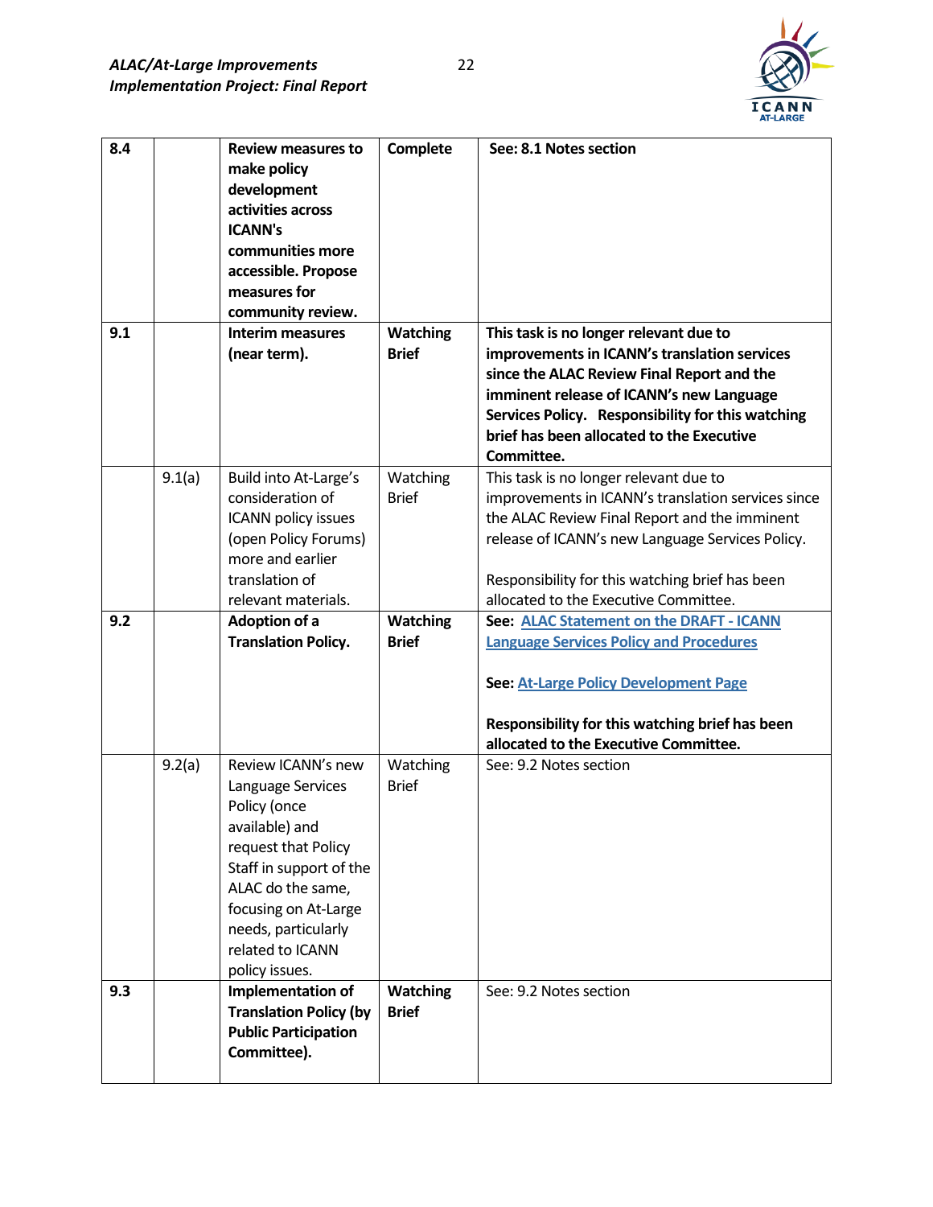| | | | | |
|---|---|---|---|---|
| **8.4** | | **Review measures to make policy development activities across ICANN's communities more accessible. Propose measures for community review.** | **Complete** | **See: 8.1 Notes section** |
| **9.1** | | **Interim measures (near term).** | **Watching Brief** | **This task is no longer relevant due to improvements in ICANN's translation services since the ALAC Review Final Report and the imminent release of ICANN's new Language Services Policy. Responsibility for this watching brief has been allocated to the Executive Committee.** |
| | 9.1(a) | Build into At-Large's consideration of ICANN policy issues (open Policy Forums) more and earlier translation of relevant materials. | Watching Brief | This task is no longer relevant due to improvements in ICANN's translation services since the ALAC Review Final Report and the imminent release of ICANN's new Language Services Policy.<br><br>Responsibility for this watching brief has been allocated to the Executive Committee. |
| **9.2** | | **Adoption of a Translation Policy.** | **Watching Brief** | **See: ALAC Statement on the DRAFT - ICANN Language Services Policy and Procedures**<br><br>**See: At-Large Policy Development Page**<br><br>**Responsibility for this watching brief has been allocated to the Executive Committee.** |
| | 9.2(a) | Review ICANN's new Language Services Policy (once available) and request that Policy Staff in support of the ALAC do the same, focusing on At-Large needs, particularly related to ICANN policy issues. | Watching Brief | See: 9.2 Notes section |
| **9.3** | | **Implementation of Translation Policy (by Public Participation Committee).** | **Watching Brief** | See: 9.2 Notes section |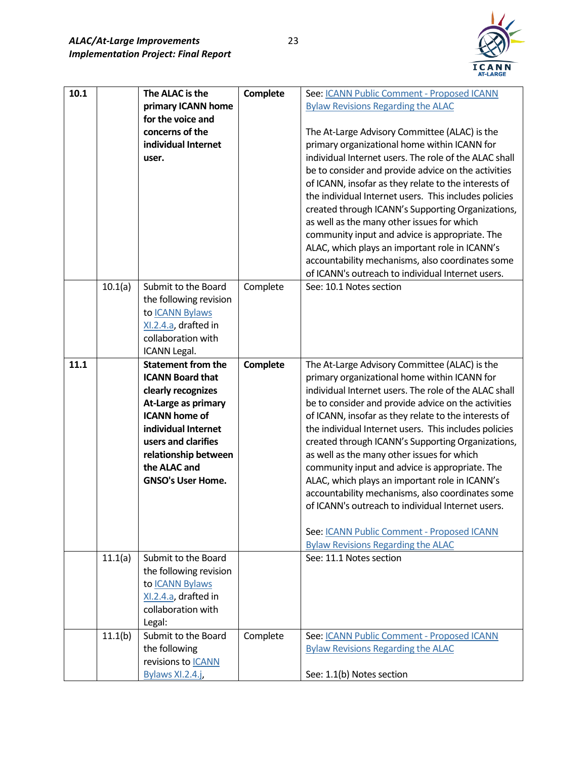| | | | | |
|---|---|---|---|---|
| **10.1** | | **The ALAC is the primary ICANN home for the voice and concerns of the individual Internet user.** | **Complete** | See: [ICANN Public Comment - Proposed ICANN Bylaw Revisions Regarding the ALAC]<br><br>The At-Large Advisory Committee (ALAC) is the primary organizational home within ICANN for individual Internet users. The role of the ALAC shall be to consider and provide advice on the activities of ICANN, insofar as they relate to the interests of the individual Internet users. This includes policies created through ICANN's Supporting Organizations, as well as the many other issues for which community input and advice is appropriate. The ALAC, which plays an important role in ICANN's accountability mechanisms, also coordinates some of ICANN's outreach to individual Internet users. |
| | 10.1(a) | Submit to the Board the following revision to ICANN Bylaws XI.2.4.a, drafted in collaboration with ICANN Legal. | Complete | See: 10.1 Notes section |
| **11.1** | | **Statement from the ICANN Board that clearly recognizes At-Large as primary ICANN home of individual Internet users and clarifies relationship between the ALAC and GNSO's User Home.** | **Complete** | The At-Large Advisory Committee (ALAC) is the primary organizational home within ICANN for individual Internet users. The role of the ALAC shall be to consider and provide advice on the activities of ICANN, insofar as they relate to the interests of the individual Internet users. This includes policies created through ICANN's Supporting Organizations, as well as the many other issues for which community input and advice is appropriate. The ALAC, which plays an important role in ICANN's accountability mechanisms, also coordinates some of ICANN's outreach to individual Internet users.<br><br>See: ICANN Public Comment - Proposed ICANN Bylaw Revisions Regarding the ALAC |
| | 11.1(a) | Submit to the Board the following revision to ICANN Bylaws XI.2.4.a, drafted in collaboration with Legal: | | See: 11.1 Notes section |
| | 11.1(b) | Submit to the Board the following revisions to ICANN Bylaws XI.2.4.j, | Complete | See: ICANN Public Comment - Proposed ICANN Bylaw Revisions Regarding the ALAC<br><br>See: 1.1(b) Notes section |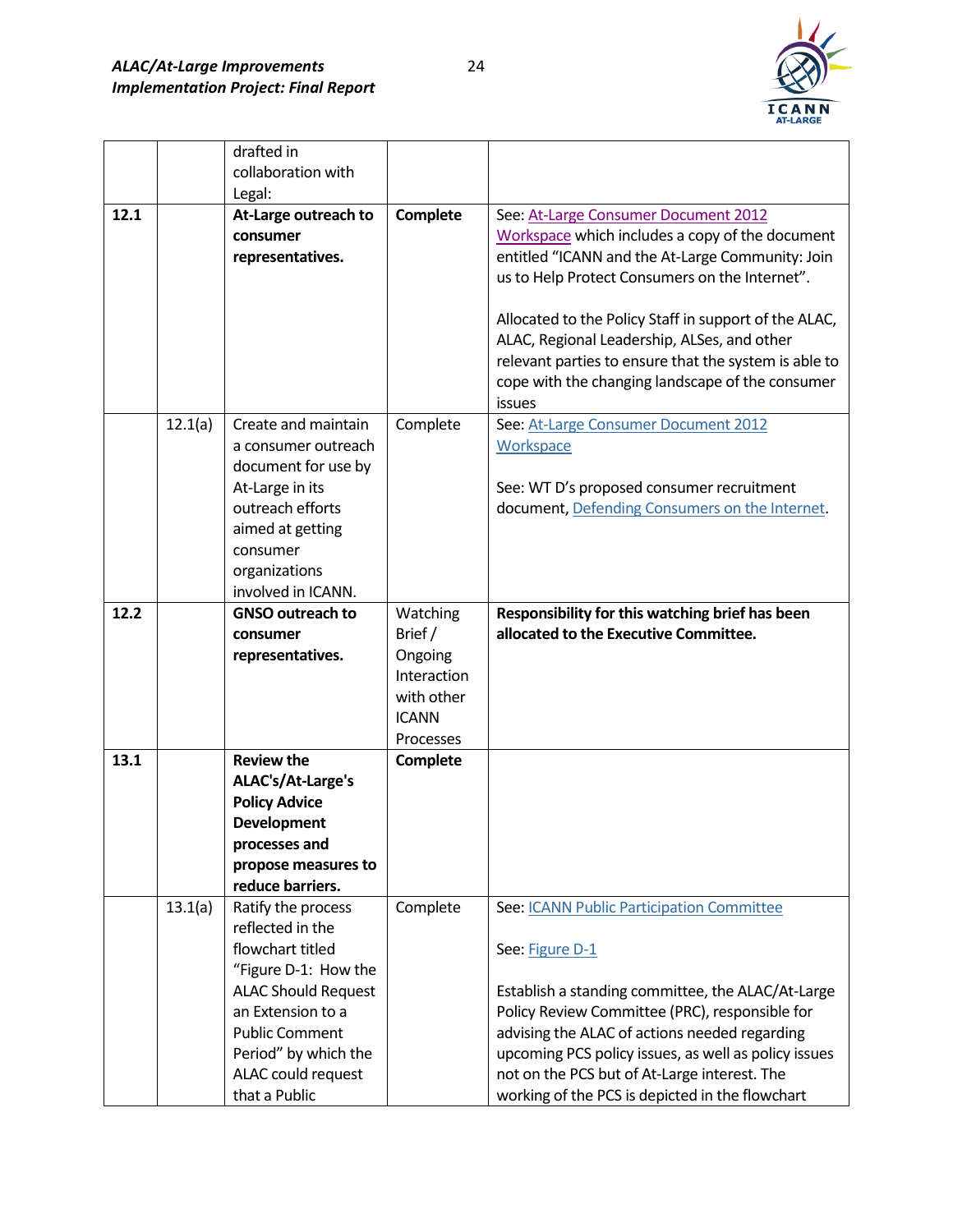| | | | | |
|---|---|---|---|---|
| | | drafted in collaboration with Legal: | | |
| **12.1** | | **At-Large outreach to consumer representatives.** | **Complete** | See: At-Large Consumer Document 2012 Workspace which includes a copy of the document entitled "ICANN and the At-Large Community: Join us to Help Protect Consumers on the Internet".<br><br>Allocated to the Policy Staff in support of the ALAC, ALAC, Regional Leadership, ALSes, and other relevant parties to ensure that the system is able to cope with the changing landscape of the consumer issues |
| | 12.1(a) | Create and maintain a consumer outreach document for use by At-Large in its outreach efforts aimed at getting consumer organizations involved in ICANN. | Complete | See: At-Large Consumer Document 2012 Workspace<br><br>See: WT D's proposed consumer recruitment document, Defending Consumers on the Internet. |
| **12.2** | | **GNSO outreach to consumer representatives.** | Watching Brief / Ongoing Interaction with other ICANN Processes | **Responsibility for this watching brief has been allocated to the Executive Committee.** |
| **13.1** | | **Review the ALAC's/At-Large's Policy Advice Development processes and propose measures to reduce barriers.** | **Complete** | |
| | 13.1(a) | Ratify the process reflected in the flowchart titled "Figure D-1: How the ALAC Should Request an Extension to a Public Comment Period" by which the ALAC could request that a Public | Complete | See: ICANN Public Participation Committee<br><br>See: Figure D-1<br><br>Establish a standing committee, the ALAC/At-Large Policy Review Committee (PRC), responsible for advising the ALAC of actions needed regarding upcoming PCS policy issues, as well as policy issues not on the PCS but of At-Large interest. The working of the PCS is depicted in the flowchart |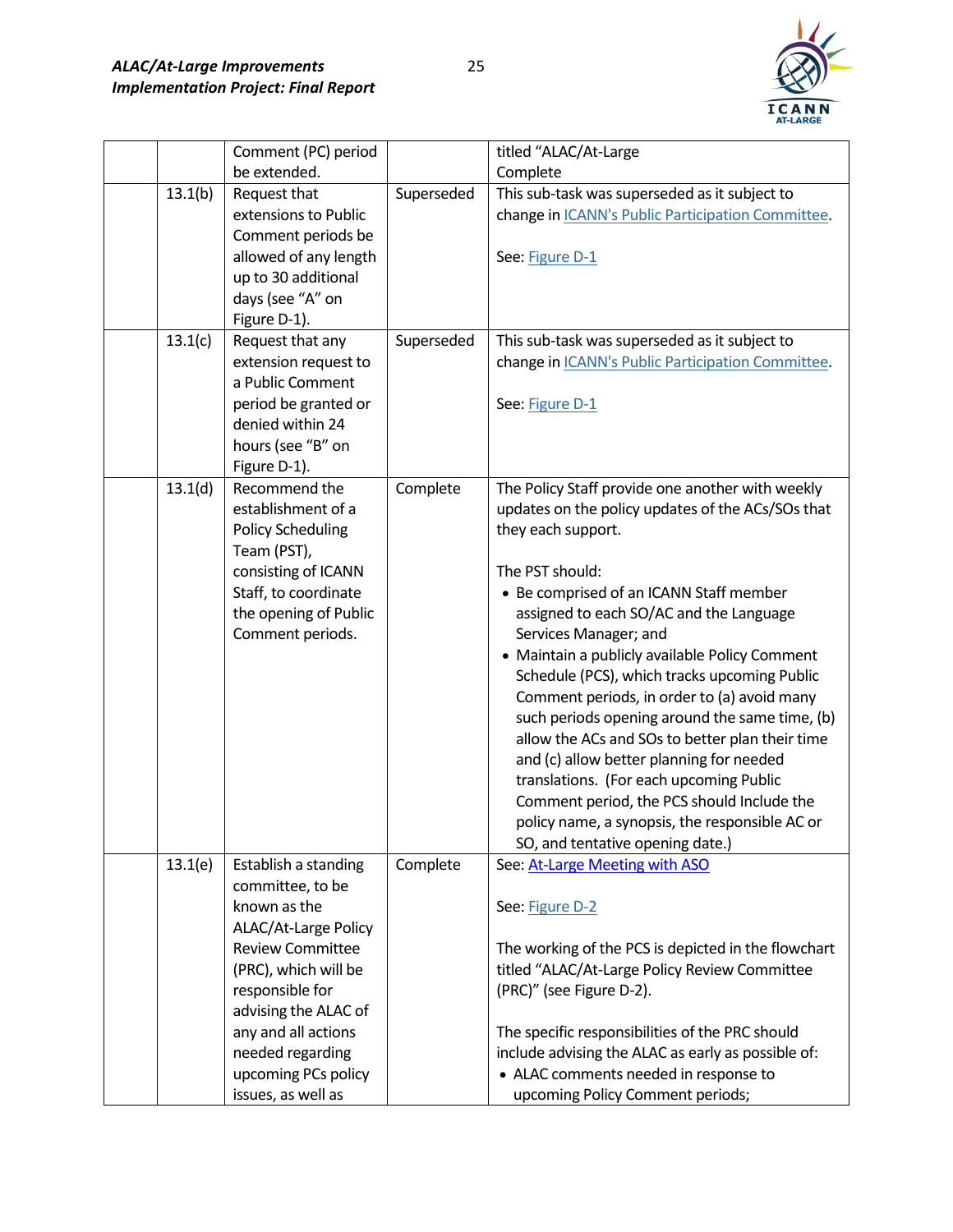| | | Comment (PC) period be extended. | | titled "ALAC/At-Large Complete |
|---|---|---|---|---|
| | 13.1(b) | Request that extensions to Public Comment periods be allowed of any length up to 30 additional days (see "A" on Figure D-1). | Superseded | This sub-task was superseded as it subject to change in ICANN's Public Participation Committee.<br><br>See: Figure D-1 |
| | 13.1(c) | Request that any extension request to a Public Comment period be granted or denied within 24 hours (see "B" on Figure D-1). | Superseded | This sub-task was superseded as it subject to change in ICANN's Public Participation Committee.<br><br>See: Figure D-1 |
| | 13.1(d) | Recommend the establishment of a Policy Scheduling Team (PST), consisting of ICANN Staff, to coordinate the opening of Public Comment periods. | Complete | The Policy Staff provide one another with weekly updates on the policy updates of the ACs/SOs that they each support.<br><br>The PST should:<br>• Be comprised of an ICANN Staff member assigned to each SO/AC and the Language Services Manager; and<br>• Maintain a publicly available Policy Comment Schedule (PCS), which tracks upcoming Public Comment periods, in order to (a) avoid many such periods opening around the same time, (b) allow the ACs and SOs to better plan their time and (c) allow better planning for needed translations. (For each upcoming Public Comment period, the PCS should Include the policy name, a synopsis, the responsible AC or SO, and tentative opening date.) |
| | 13.1(e) | Establish a standing committee, to be known as the ALAC/At-Large Policy Review Committee (PRC), which will be responsible for advising the ALAC of any and all actions needed regarding upcoming PCs policy issues, as well as | Complete | See: At-Large Meeting with ASO<br><br>See: Figure D-2<br><br>The working of the PCS is depicted in the flowchart titled "ALAC/At-Large Policy Review Committee (PRC)" (see Figure D-2).<br><br>The specific responsibilities of the PRC should include advising the ALAC as early as possible of:<br>• ALAC comments needed in response to upcoming Policy Comment periods; |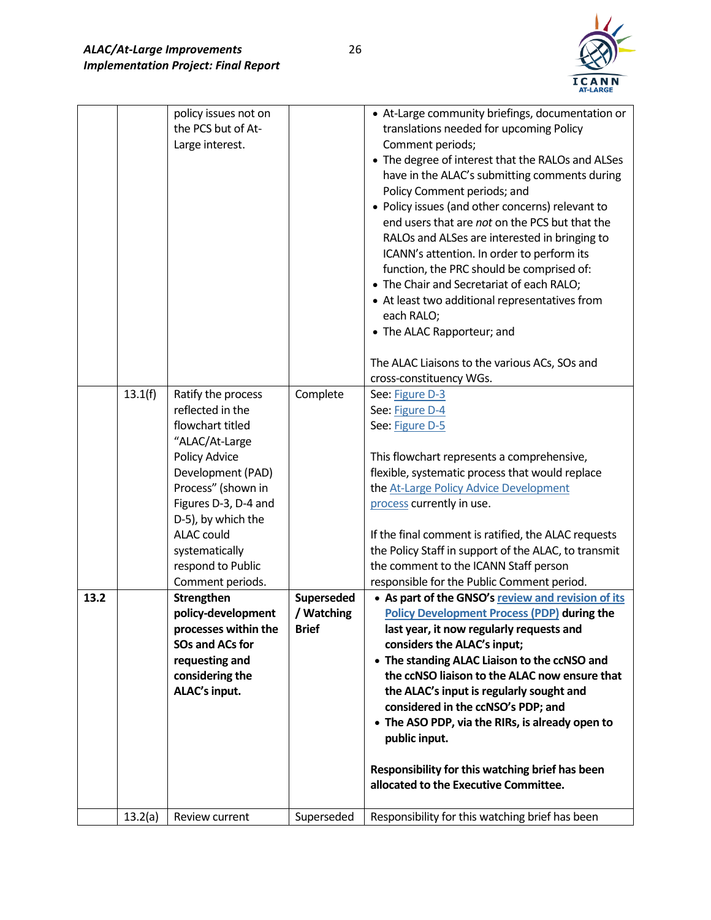| | | | | |
|---|---|---|---|---|
| | | policy issues not on the PCS but of At-Large interest. | | • At-Large community briefings, documentation or translations needed for upcoming Policy Comment periods;<br>• The degree of interest that the RALOs and ALSes have in the ALAC's submitting comments during Policy Comment periods; and<br>• Policy issues (and other concerns) relevant to end users that are *not* on the PCS but that the RALOs and ALSes are interested in bringing to ICANN's attention. In order to perform its function, the PRC should be comprised of:<br>• The Chair and Secretariat of each RALO;<br>• At least two additional representatives from each RALO;<br>• The ALAC Rapporteur; and<br><br>The ALAC Liaisons to the various ACs, SOs and cross-constituency WGs. |
| | 13.1(f) | Ratify the process reflected in the flowchart titled "ALAC/At-Large Policy Advice Development (PAD) Process" (shown in Figures D-3, D-4 and D-5), by which the ALAC could systematically respond to Public Comment periods. | Complete | See: Figure D-3<br>See: Figure D-4<br>See: Figure D-5<br><br>This flowchart represents a comprehensive, flexible, systematic process that would replace the At-Large Policy Advice Development process currently in use.<br><br>If the final comment is ratified, the ALAC requests the Policy Staff in support of the ALAC, to transmit the comment to the ICANN Staff person responsible for the Public Comment period. |
| **13.2** | | **Strengthen policy-development processes within the SOs and ACs for requesting and considering the ALAC's input.** | **Superseded / Watching Brief** | • **As part of the GNSO's review and revision of its Policy Development Process (PDP) during the last year, it now regularly requests and considers the ALAC's input;**<br>• **The standing ALAC Liaison to the ccNSO and the ccNSO liaison to the ALAC now ensure that the ALAC's input is regularly sought and considered in the ccNSO's PDP; and**<br>• **The ASO PDP, via the RIRs, is already open to public input.**<br><br>**Responsibility for this watching brief has been allocated to the Executive Committee.** |
| | 13.2(a) | Review current | Superseded | Responsibility for this watching brief has been |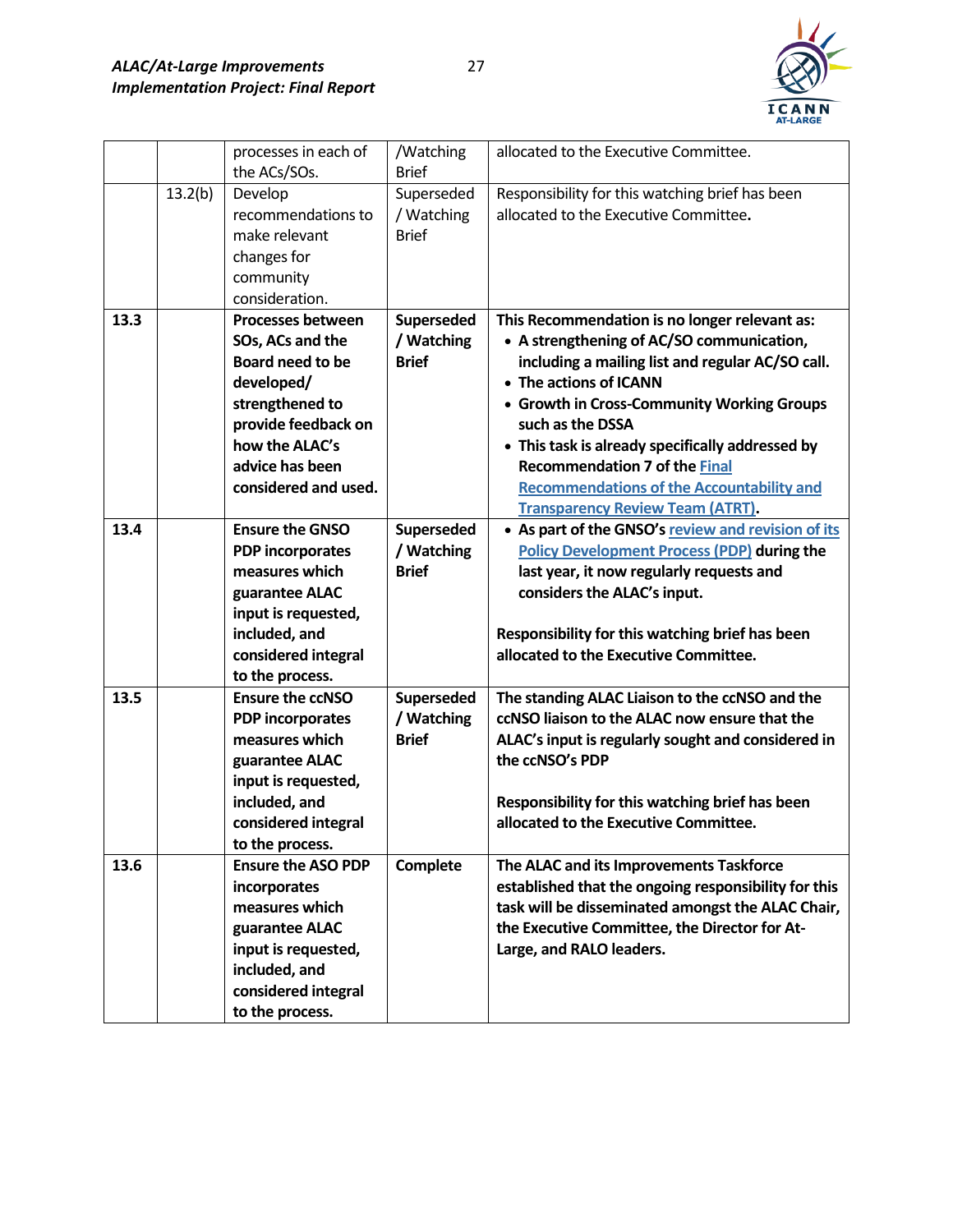| | | | | |
|---|---|---|---|---|
| | | processes in each of the ACs/SOs. | /Watching Brief | allocated to the Executive Committee. |
| | 13.2(b) | Develop recommendations to make relevant changes for community consideration. | Superseded / Watching Brief | Responsibility for this watching brief has been allocated to the Executive Committee. |
| **13.3** | | **Processes between SOs, ACs and the Board need to be developed/ strengthened to provide feedback on how the ALAC's advice has been considered and used.** | **Superseded / Watching Brief** | **This Recommendation is no longer relevant as:**<br>• **A strengthening of AC/SO communication, including a mailing list and regular AC/SO call.**<br>• **The actions of ICANN**<br>• **Growth in Cross-Community Working Groups such as the DSSA**<br>• **This task is already specifically addressed by Recommendation 7 of the Final Recommendations of the Accountability and Transparency Review Team (ATRT).** |
| **13.4** | | **Ensure the GNSO PDP incorporates measures which guarantee ALAC input is requested, included, and considered integral to the process.** | **Superseded / Watching Brief** | • **As part of the GNSO's review and revision of its Policy Development Process (PDP) during the last year, it now regularly requests and considers the ALAC's input.**<br><br>**Responsibility for this watching brief has been allocated to the Executive Committee.** |
| **13.5** | | **Ensure the ccNSO PDP incorporates measures which guarantee ALAC input is requested, included, and considered integral to the process.** | **Superseded / Watching Brief** | **The standing ALAC Liaison to the ccNSO and the ccNSO liaison to the ALAC now ensure that the ALAC's input is regularly sought and considered in the ccNSO's PDP**<br><br>**Responsibility for this watching brief has been allocated to the Executive Committee.** |
| **13.6** | | **Ensure the ASO PDP incorporates measures which guarantee ALAC input is requested, included, and considered integral to the process.** | **Complete** | **The ALAC and its Improvements Taskforce established that the ongoing responsibility for this task will be disseminated amongst the ALAC Chair, the Executive Committee, the Director for At-Large, and RALO leaders.** |